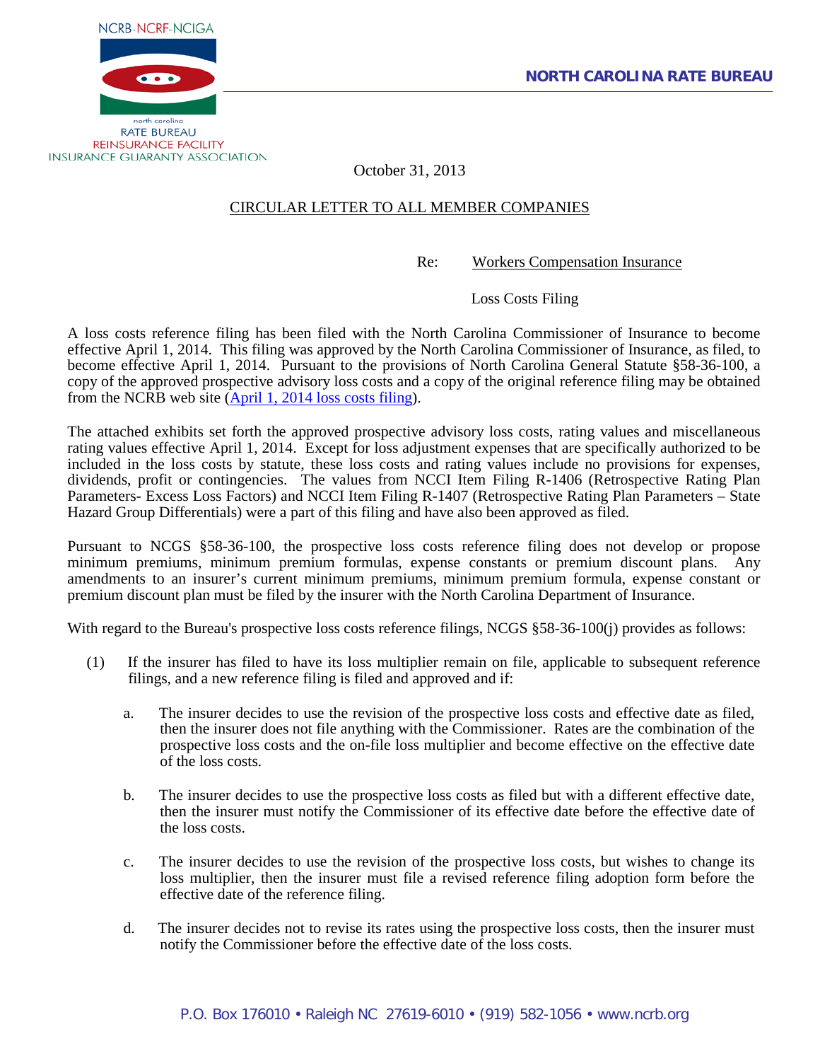NCRB-NCRF-NCIGA

north carolina
RATE BUREAU
REINSURANCE FACILITY
INSURANCE GUARANTY ASSOCIATION

**NORTH CAROLINA RATE BUREAU**

October 31, 2013

CIRCULAR LETTER TO ALL MEMBER COMPANIES

Re: Workers Compensation Insurance

Loss Costs Filing

A loss costs reference filing has been filed with the North Carolina Commissioner of Insurance to become effective April 1, 2014. This filing was approved by the North Carolina Commissioner of Insurance, as filed, to become effective April 1, 2014. Pursuant to the provisions of North Carolina General Statute §58-36-100, a copy of the approved prospective advisory loss costs and a copy of the original reference filing may be obtained from the NCRB web site (April 1, 2014 loss costs filing).

The attached exhibits set forth the approved prospective advisory loss costs, rating values and miscellaneous rating values effective April 1, 2014. Except for loss adjustment expenses that are specifically authorized to be included in the loss costs by statute, these loss costs and rating values include no provisions for expenses, dividends, profit or contingencies. The values from NCCI Item Filing R-1406 (Retrospective Rating Plan Parameters- Excess Loss Factors) and NCCI Item Filing R-1407 (Retrospective Rating Plan Parameters – State Hazard Group Differentials) were a part of this filing and have also been approved as filed.

Pursuant to NCGS §58-36-100, the prospective loss costs reference filing does not develop or propose minimum premiums, minimum premium formulas, expense constants or premium discount plans. Any amendments to an insurer's current minimum premiums, minimum premium formula, expense constant or premium discount plan must be filed by the insurer with the North Carolina Department of Insurance.

With regard to the Bureau's prospective loss costs reference filings, NCGS §58-36-100(j) provides as follows:

(1) If the insurer has filed to have its loss multiplier remain on file, applicable to subsequent reference filings, and a new reference filing is filed and approved and if:

a. The insurer decides to use the revision of the prospective loss costs and effective date as filed, then the insurer does not file anything with the Commissioner. Rates are the combination of the prospective loss costs and the on-file loss multiplier and become effective on the effective date of the loss costs.

b. The insurer decides to use the prospective loss costs as filed but with a different effective date, then the insurer must notify the Commissioner of its effective date before the effective date of the loss costs.

c. The insurer decides to use the revision of the prospective loss costs, but wishes to change its loss multiplier, then the insurer must file a revised reference filing adoption form before the effective date of the reference filing.

d. The insurer decides not to revise its rates using the prospective loss costs, then the insurer must notify the Commissioner before the effective date of the loss costs.

P.O. Box 176010 • Raleigh NC 27619-6010 • (919) 582-1056 • www.ncrb.org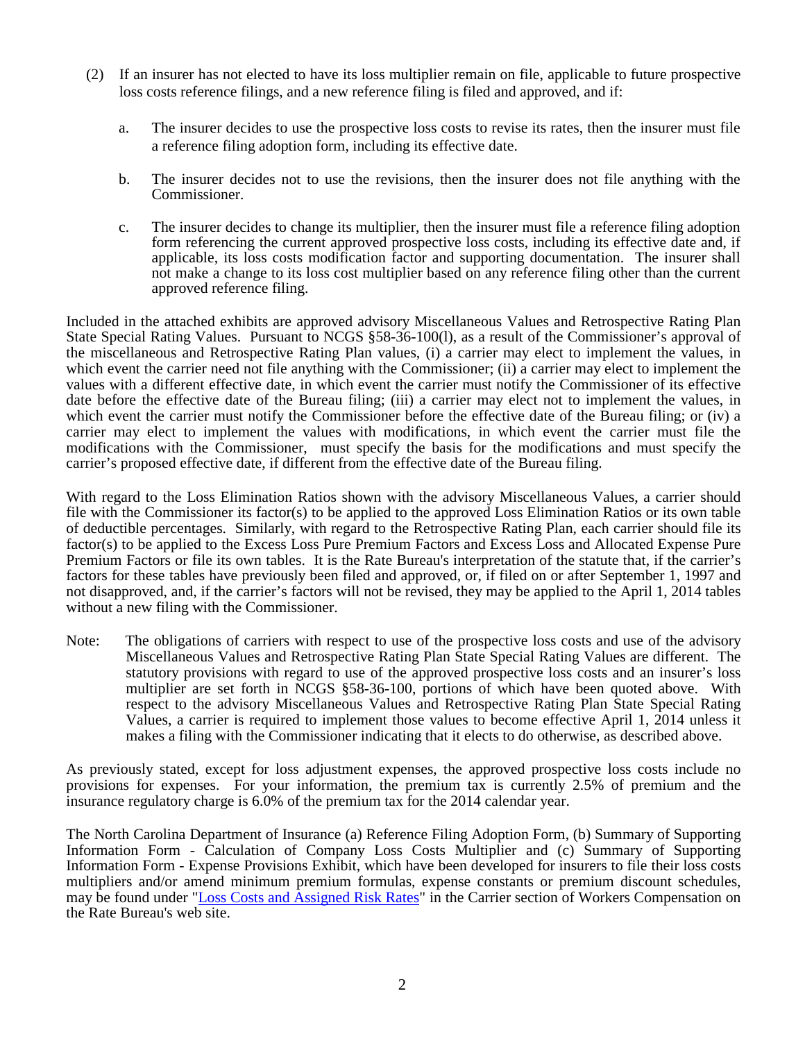(2) If an insurer has not elected to have its loss multiplier remain on file, applicable to future prospective loss costs reference filings, and a new reference filing is filed and approved, and if:

   a. The insurer decides to use the prospective loss costs to revise its rates, then the insurer must file a reference filing adoption form, including its effective date.

   b. The insurer decides not to use the revisions, then the insurer does not file anything with the Commissioner.

   c. The insurer decides to change its multiplier, then the insurer must file a reference filing adoption form referencing the current approved prospective loss costs, including its effective date and, if applicable, its loss costs modification factor and supporting documentation. The insurer shall not make a change to its loss cost multiplier based on any reference filing other than the current approved reference filing.

Included in the attached exhibits are approved advisory Miscellaneous Values and Retrospective Rating Plan State Special Rating Values. Pursuant to NCGS §58-36-100(l), as a result of the Commissioner's approval of the miscellaneous and Retrospective Rating Plan values, (i) a carrier may elect to implement the values, in which event the carrier need not file anything with the Commissioner; (ii) a carrier may elect to implement the values with a different effective date, in which event the carrier must notify the Commissioner of its effective date before the effective date of the Bureau filing; (iii) a carrier may elect not to implement the values, in which event the carrier must notify the Commissioner before the effective date of the Bureau filing; or (iv) a carrier may elect to implement the values with modifications, in which event the carrier must file the modifications with the Commissioner, must specify the basis for the modifications and must specify the carrier's proposed effective date, if different from the effective date of the Bureau filing.

With regard to the Loss Elimination Ratios shown with the advisory Miscellaneous Values, a carrier should file with the Commissioner its factor(s) to be applied to the approved Loss Elimination Ratios or its own table of deductible percentages. Similarly, with regard to the Retrospective Rating Plan, each carrier should file its factor(s) to be applied to the Excess Loss Pure Premium Factors and Excess Loss and Allocated Expense Pure Premium Factors or file its own tables. It is the Rate Bureau's interpretation of the statute that, if the carrier's factors for these tables have previously been filed and approved, or, if filed on or after September 1, 1997 and not disapproved, and, if the carrier's factors will not be revised, they may be applied to the April 1, 2014 tables without a new filing with the Commissioner.

Note: The obligations of carriers with respect to use of the prospective loss costs and use of the advisory Miscellaneous Values and Retrospective Rating Plan State Special Rating Values are different. The statutory provisions with regard to use of the approved prospective loss costs and an insurer's loss multiplier are set forth in NCGS §58-36-100, portions of which have been quoted above. With respect to the advisory Miscellaneous Values and Retrospective Rating Plan State Special Rating Values, a carrier is required to implement those values to become effective April 1, 2014 unless it makes a filing with the Commissioner indicating that it elects to do otherwise, as described above.

As previously stated, except for loss adjustment expenses, the approved prospective loss costs include no provisions for expenses. For your information, the premium tax is currently 2.5% of premium and the insurance regulatory charge is 6.0% of the premium tax for the 2014 calendar year.

The North Carolina Department of Insurance (a) Reference Filing Adoption Form, (b) Summary of Supporting Information Form - Calculation of Company Loss Costs Multiplier and (c) Summary of Supporting Information Form - Expense Provisions Exhibit, which have been developed for insurers to file their loss costs multipliers and/or amend minimum premium formulas, expense constants or premium discount schedules, may be found under "Loss Costs and Assigned Risk Rates" in the Carrier section of Workers Compensation on the Rate Bureau's web site.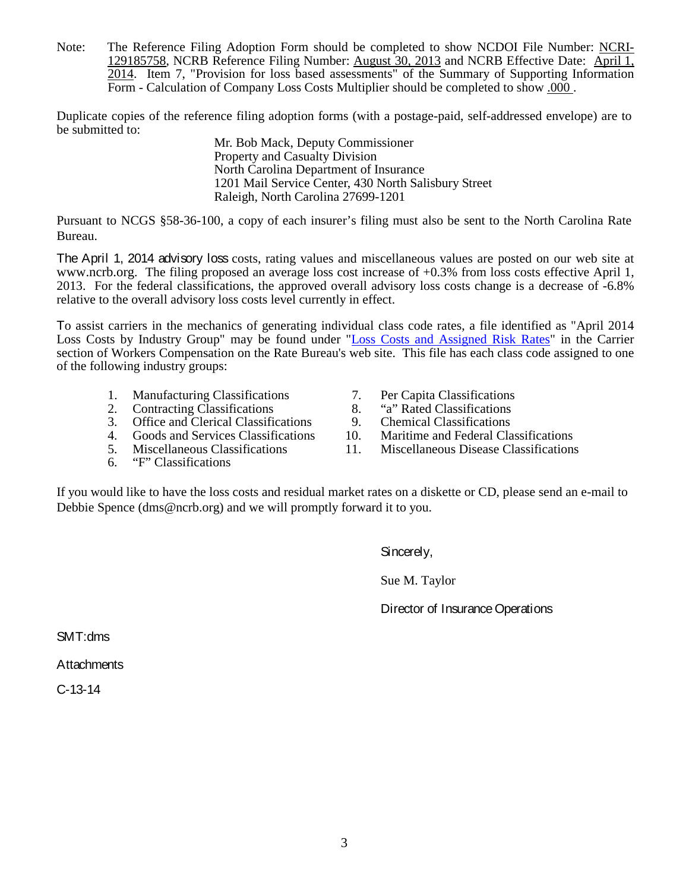Note: The Reference Filing Adoption Form should be completed to show NCDOI File Number: NCRI-129185758, NCRB Reference Filing Number: August 30, 2013 and NCRB Effective Date: April 1, 2014. Item 7, "Provision for loss based assessments" of the Summary of Supporting Information Form - Calculation of Company Loss Costs Multiplier should be completed to show .000 .

Duplicate copies of the reference filing adoption forms (with a postage-paid, self-addressed envelope) are to be submitted to:

Mr. Bob Mack, Deputy Commissioner
Property and Casualty Division
North Carolina Department of Insurance
1201 Mail Service Center, 430 North Salisbury Street
Raleigh, North Carolina 27699-1201

Pursuant to NCGS §58-36-100, a copy of each insurer's filing must also be sent to the North Carolina Rate Bureau.

The April 1, 2014 advisory loss costs, rating values and miscellaneous values are posted on our web site at www.ncrb.org. The filing proposed an average loss cost increase of +0.3% from loss costs effective April 1, 2013. For the federal classifications, the approved overall advisory loss costs change is a decrease of -6.8% relative to the overall advisory loss costs level currently in effect.

To assist carriers in the mechanics of generating individual class code rates, a file identified as "April 2014 Loss Costs by Industry Group" may be found under "Loss Costs and Assigned Risk Rates" in the Carrier section of Workers Compensation on the Rate Bureau's web site. This file has each class code assigned to one of the following industry groups:

1. Manufacturing Classifications
2. Contracting Classifications
3. Office and Clerical Classifications
4. Goods and Services Classifications
5. Miscellaneous Classifications
6. "F" Classifications
7. Per Capita Classifications
8. "a" Rated Classifications
9. Chemical Classifications
10. Maritime and Federal Classifications
11. Miscellaneous Disease Classifications

If you would like to have the loss costs and residual market rates on a diskette or CD, please send an e-mail to Debbie Spence (dms@ncrb.org) and we will promptly forward it to you.

Sincerely,

Sue M. Taylor

Director of Insurance Operations

SMT:dms

Attachments

C-13-14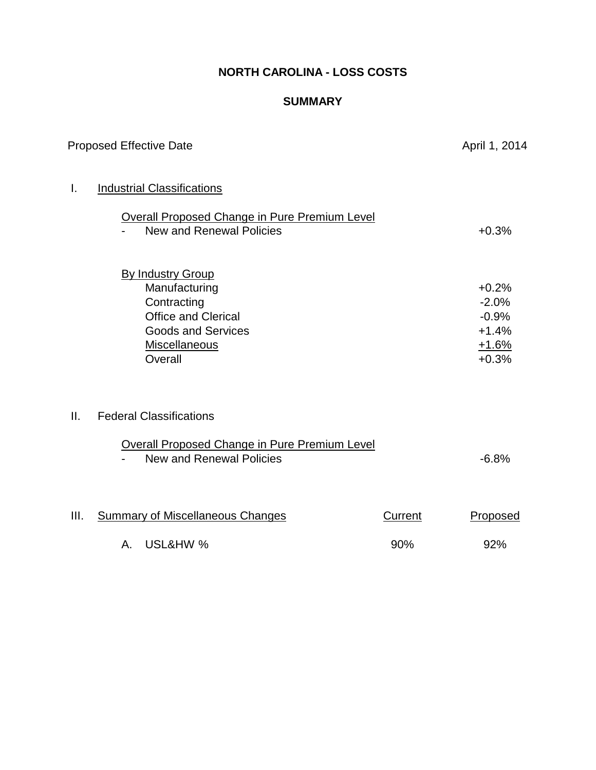# NORTH CAROLINA - LOSS COSTS

## SUMMARY

Proposed Effective Date: April 1, 2014

## I. Industrial Classifications

**Overall Proposed Change in Pure Premium Level**

- New and Renewal Policies: +0.3%

**By Industry Group**

| Industry Group | Change |
|---|---|
| Manufacturing | +0.2% |
| Contracting | -2.0% |
| Office and Clerical | -0.9% |
| Goods and Services | +1.4% |
| Miscellaneous | +1.6% |
| Overall | +0.3% |

## II. Federal Classifications

**Overall Proposed Change in Pure Premium Level**

- New and Renewal Policies: -6.8%

## III. Summary of Miscellaneous Changes

| | Current | Proposed |
|---|---|---|
| A. USL&HW % | 90% | 92% |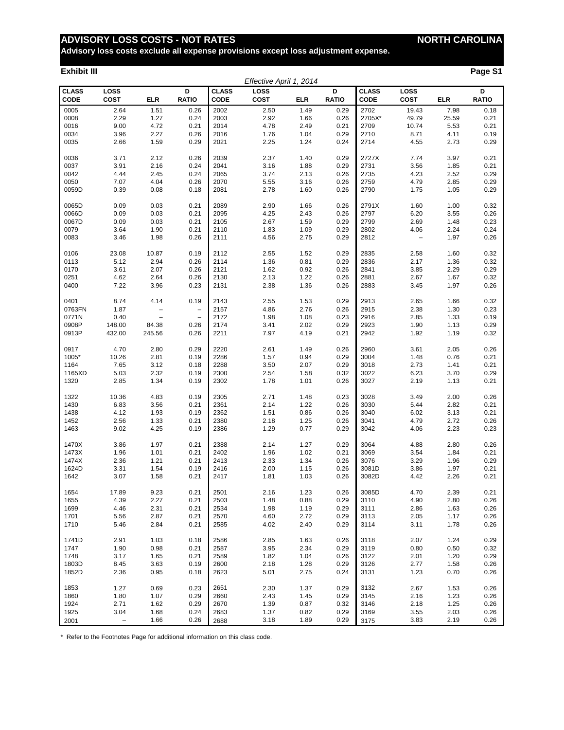# ADVISORY LOSS COSTS - NOT RATES

**NORTH CAROLINA**

**Advisory loss costs exclude all expense provisions except loss adjustment expense.**

**Exhibit III**

**Page S1**

*Effective April 1, 2014*

| CLASS CODE | LOSS COST | ELR | D RATIO | CLASS CODE | LOSS COST | ELR | D RATIO | CLASS CODE | LOSS COST | ELR | D RATIO |
|---|---|---|---|---|---|---|---|---|---|---|---|
| 0005 | 2.64 | 1.51 | 0.26 | 2002 | 2.50 | 1.49 | 0.29 | 2702 | 19.43 | 7.98 | 0.18 |
| 0008 | 2.29 | 1.27 | 0.24 | 2003 | 2.92 | 1.66 | 0.26 | 2705X* | 49.79 | 25.59 | 0.21 |
| 0016 | 9.00 | 4.72 | 0.21 | 2014 | 4.78 | 2.49 | 0.21 | 2709 | 10.74 | 5.53 | 0.21 |
| 0034 | 3.96 | 2.27 | 0.26 | 2016 | 1.76 | 1.04 | 0.29 | 2710 | 8.71 | 4.11 | 0.19 |
| 0035 | 2.66 | 1.59 | 0.29 | 2021 | 2.25 | 1.24 | 0.24 | 2714 | 4.55 | 2.73 | 0.29 |
| 0036 | 3.71 | 2.12 | 0.26 | 2039 | 2.37 | 1.40 | 0.29 | 2727X | 7.74 | 3.97 | 0.21 |
| 0037 | 3.91 | 2.16 | 0.24 | 2041 | 3.16 | 1.88 | 0.29 | 2731 | 3.56 | 1.85 | 0.21 |
| 0042 | 4.44 | 2.45 | 0.24 | 2065 | 3.74 | 2.13 | 0.26 | 2735 | 4.23 | 2.52 | 0.29 |
| 0050 | 7.07 | 4.04 | 0.26 | 2070 | 5.55 | 3.16 | 0.26 | 2759 | 4.79 | 2.85 | 0.29 |
| 0059D | 0.39 | 0.08 | 0.18 | 2081 | 2.78 | 1.60 | 0.26 | 2790 | 1.75 | 1.05 | 0.29 |
| 0065D | 0.09 | 0.03 | 0.21 | 2089 | 2.90 | 1.66 | 0.26 | 2791X | 1.60 | 1.00 | 0.32 |
| 0066D | 0.09 | 0.03 | 0.21 | 2095 | 4.25 | 2.43 | 0.26 | 2797 | 6.20 | 3.55 | 0.26 |
| 0067D | 0.09 | 0.03 | 0.21 | 2105 | 2.67 | 1.59 | 0.29 | 2799 | 2.69 | 1.48 | 0.23 |
| 0079 | 3.64 | 1.90 | 0.21 | 2110 | 1.83 | 1.09 | 0.29 | 2802 | 4.06 | 2.24 | 0.24 |
| 0083 | 3.46 | 1.98 | 0.26 | 2111 | 4.56 | 2.75 | 0.29 | 2812 | – | 1.97 | 0.26 |
| 0106 | 23.08 | 10.87 | 0.19 | 2112 | 2.55 | 1.52 | 0.29 | 2835 | 2.58 | 1.60 | 0.32 |
| 0113 | 5.12 | 2.94 | 0.26 | 2114 | 1.36 | 0.81 | 0.29 | 2836 | 2.17 | 1.36 | 0.32 |
| 0170 | 3.61 | 2.07 | 0.26 | 2121 | 1.62 | 0.92 | 0.26 | 2841 | 3.85 | 2.29 | 0.29 |
| 0251 | 4.62 | 2.64 | 0.26 | 2130 | 2.13 | 1.22 | 0.26 | 2881 | 2.67 | 1.67 | 0.32 |
| 0400 | 7.22 | 3.96 | 0.23 | 2131 | 2.38 | 1.36 | 0.26 | 2883 | 3.45 | 1.97 | 0.26 |
| 0401 | 8.74 | 4.14 | 0.19 | 2143 | 2.55 | 1.53 | 0.29 | 2913 | 2.65 | 1.66 | 0.32 |
| 0763FN | 1.87 | – | – | 2157 | 4.86 | 2.76 | 0.26 | 2915 | 2.38 | 1.30 | 0.23 |
| 0771N | 0.40 | – | – | 2172 | 1.98 | 1.08 | 0.23 | 2916 | 2.85 | 1.33 | 0.19 |
| 0908P | 148.00 | 84.38 | 0.26 | 2174 | 3.41 | 2.02 | 0.29 | 2923 | 1.90 | 1.13 | 0.29 |
| 0913P | 432.00 | 245.56 | 0.26 | 2211 | 7.97 | 4.19 | 0.21 | 2942 | 1.92 | 1.19 | 0.32 |
| 0917 | 4.70 | 2.80 | 0.29 | 2220 | 2.61 | 1.49 | 0.26 | 2960 | 3.61 | 2.05 | 0.26 |
| 1005* | 10.26 | 2.81 | 0.19 | 2286 | 1.57 | 0.94 | 0.29 | 3004 | 1.48 | 0.76 | 0.21 |
| 1164 | 7.65 | 3.12 | 0.18 | 2288 | 3.50 | 2.07 | 0.29 | 3018 | 2.73 | 1.41 | 0.21 |
| 1165XD | 5.03 | 2.32 | 0.19 | 2300 | 2.54 | 1.58 | 0.32 | 3022 | 6.23 | 3.70 | 0.29 |
| 1320 | 2.85 | 1.34 | 0.19 | 2302 | 1.78 | 1.01 | 0.26 | 3027 | 2.19 | 1.13 | 0.21 |
| 1322 | 10.36 | 4.83 | 0.19 | 2305 | 2.71 | 1.48 | 0.23 | 3028 | 3.49 | 2.00 | 0.26 |
| 1430 | 6.83 | 3.56 | 0.21 | 2361 | 2.14 | 1.22 | 0.26 | 3030 | 5.44 | 2.82 | 0.21 |
| 1438 | 4.12 | 1.93 | 0.19 | 2362 | 1.51 | 0.86 | 0.26 | 3040 | 6.02 | 3.13 | 0.21 |
| 1452 | 2.56 | 1.33 | 0.21 | 2380 | 2.18 | 1.25 | 0.26 | 3041 | 4.79 | 2.72 | 0.26 |
| 1463 | 9.02 | 4.25 | 0.19 | 2386 | 1.29 | 0.77 | 0.29 | 3042 | 4.06 | 2.23 | 0.23 |
| 1470X | 3.86 | 1.97 | 0.21 | 2388 | 2.14 | 1.27 | 0.29 | 3064 | 4.88 | 2.80 | 0.26 |
| 1473X | 1.96 | 1.01 | 0.21 | 2402 | 1.96 | 1.02 | 0.21 | 3069 | 3.54 | 1.84 | 0.21 |
| 1474X | 2.36 | 1.21 | 0.21 | 2413 | 2.33 | 1.34 | 0.26 | 3076 | 3.29 | 1.96 | 0.29 |
| 1624D | 3.31 | 1.54 | 0.19 | 2416 | 2.00 | 1.15 | 0.26 | 3081D | 3.86 | 1.97 | 0.21 |
| 1642 | 3.07 | 1.58 | 0.21 | 2417 | 1.81 | 1.03 | 0.26 | 3082D | 4.42 | 2.26 | 0.21 |
| 1654 | 17.89 | 9.23 | 0.21 | 2501 | 2.16 | 1.23 | 0.26 | 3085D | 4.70 | 2.39 | 0.21 |
| 1655 | 4.39 | 2.27 | 0.21 | 2503 | 1.48 | 0.88 | 0.29 | 3110 | 4.90 | 2.80 | 0.26 |
| 1699 | 4.46 | 2.31 | 0.21 | 2534 | 1.98 | 1.19 | 0.29 | 3111 | 2.86 | 1.63 | 0.26 |
| 1701 | 5.56 | 2.87 | 0.21 | 2570 | 4.60 | 2.72 | 0.29 | 3113 | 2.05 | 1.17 | 0.26 |
| 1710 | 5.46 | 2.84 | 0.21 | 2585 | 4.02 | 2.40 | 0.29 | 3114 | 3.11 | 1.78 | 0.26 |
| 1741D | 2.91 | 1.03 | 0.18 | 2586 | 2.85 | 1.63 | 0.26 | 3118 | 2.07 | 1.24 | 0.29 |
| 1747 | 1.90 | 0.98 | 0.21 | 2587 | 3.95 | 2.34 | 0.29 | 3119 | 0.80 | 0.50 | 0.32 |
| 1748 | 3.17 | 1.65 | 0.21 | 2589 | 1.82 | 1.04 | 0.26 | 3122 | 2.01 | 1.20 | 0.29 |
| 1803D | 8.45 | 3.63 | 0.19 | 2600 | 2.18 | 1.28 | 0.29 | 3126 | 2.77 | 1.58 | 0.26 |
| 1852D | 2.36 | 0.95 | 0.18 | 2623 | 5.01 | 2.75 | 0.24 | 3131 | 1.23 | 0.70 | 0.26 |
| 1853 | 1.27 | 0.69 | 0.23 | 2651 | 2.30 | 1.37 | 0.29 | 3132 | 2.67 | 1.53 | 0.26 |
| 1860 | 1.80 | 1.07 | 0.29 | 2660 | 2.43 | 1.45 | 0.29 | 3145 | 2.16 | 1.23 | 0.26 |
| 1924 | 2.71 | 1.62 | 0.29 | 2670 | 1.39 | 0.87 | 0.32 | 3146 | 2.18 | 1.25 | 0.26 |
| 1925 | 3.04 | 1.68 | 0.24 | 2683 | 1.37 | 0.82 | 0.29 | 3169 | 3.55 | 2.03 | 0.26 |
| 2001 | – | 1.66 | 0.26 | 2688 | 3.18 | 1.89 | 0.29 | 3175 | 3.83 | 2.19 | 0.26 |

* Refer to the Footnotes Page for additional information on this class code.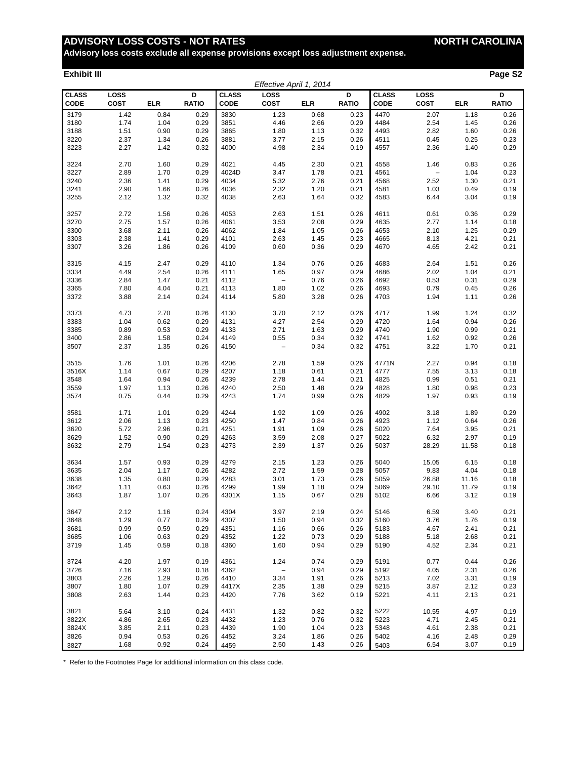# ADVISORY LOSS COSTS - NOT RATES — NORTH CAROLINA

**Advisory loss costs exclude all expense provisions except loss adjustment expense.**

**Exhibit III** — **Page S2**

*Effective April 1, 2014*

| CLASS CODE | LOSS COST | ELR | D RATIO | CLASS CODE | LOSS COST | ELR | D RATIO | CLASS CODE | LOSS COST | ELR | D RATIO |
|---|---|---|---|---|---|---|---|---|---|---|---|
| 3179 | 1.42 | 0.84 | 0.29 | 3830 | 1.23 | 0.68 | 0.23 | 4470 | 2.07 | 1.18 | 0.26 |
| 3180 | 1.74 | 1.04 | 0.29 | 3851 | 4.46 | 2.66 | 0.29 | 4484 | 2.54 | 1.45 | 0.26 |
| 3188 | 1.51 | 0.90 | 0.29 | 3865 | 1.80 | 1.13 | 0.32 | 4493 | 2.82 | 1.60 | 0.26 |
| 3220 | 2.37 | 1.34 | 0.26 | 3881 | 3.77 | 2.15 | 0.26 | 4511 | 0.45 | 0.25 | 0.23 |
| 3223 | 2.27 | 1.42 | 0.32 | 4000 | 4.98 | 2.34 | 0.19 | 4557 | 2.36 | 1.40 | 0.29 |
| 3224 | 2.70 | 1.60 | 0.29 | 4021 | 4.45 | 2.30 | 0.21 | 4558 | 1.46 | 0.83 | 0.26 |
| 3227 | 2.89 | 1.70 | 0.29 | 4024D | 3.47 | 1.78 | 0.21 | 4561 | – | 1.04 | 0.23 |
| 3240 | 2.36 | 1.41 | 0.29 | 4034 | 5.32 | 2.76 | 0.21 | 4568 | 2.52 | 1.30 | 0.21 |
| 3241 | 2.90 | 1.66 | 0.26 | 4036 | 2.32 | 1.20 | 0.21 | 4581 | 1.03 | 0.49 | 0.19 |
| 3255 | 2.12 | 1.32 | 0.32 | 4038 | 2.63 | 1.64 | 0.32 | 4583 | 6.44 | 3.04 | 0.19 |
| 3257 | 2.72 | 1.56 | 0.26 | 4053 | 2.63 | 1.51 | 0.26 | 4611 | 0.61 | 0.36 | 0.29 |
| 3270 | 2.75 | 1.57 | 0.26 | 4061 | 3.53 | 2.08 | 0.29 | 4635 | 2.77 | 1.14 | 0.18 |
| 3300 | 3.68 | 2.11 | 0.26 | 4062 | 1.84 | 1.05 | 0.26 | 4653 | 2.10 | 1.25 | 0.29 |
| 3303 | 2.38 | 1.41 | 0.29 | 4101 | 2.63 | 1.45 | 0.23 | 4665 | 8.13 | 4.21 | 0.21 |
| 3307 | 3.26 | 1.86 | 0.26 | 4109 | 0.60 | 0.36 | 0.29 | 4670 | 4.65 | 2.42 | 0.21 |
| 3315 | 4.15 | 2.47 | 0.29 | 4110 | 1.34 | 0.76 | 0.26 | 4683 | 2.64 | 1.51 | 0.26 |
| 3334 | 4.49 | 2.54 | 0.26 | 4111 | 1.65 | 0.97 | 0.29 | 4686 | 2.02 | 1.04 | 0.21 |
| 3336 | 2.84 | 1.47 | 0.21 | 4112 | – | 0.76 | 0.26 | 4692 | 0.53 | 0.31 | 0.29 |
| 3365 | 7.80 | 4.04 | 0.21 | 4113 | 1.80 | 1.02 | 0.26 | 4693 | 0.79 | 0.45 | 0.26 |
| 3372 | 3.88 | 2.14 | 0.24 | 4114 | 5.80 | 3.28 | 0.26 | 4703 | 1.94 | 1.11 | 0.26 |
| 3373 | 4.73 | 2.70 | 0.26 | 4130 | 3.70 | 2.12 | 0.26 | 4717 | 1.99 | 1.24 | 0.32 |
| 3383 | 1.04 | 0.62 | 0.29 | 4131 | 4.27 | 2.54 | 0.29 | 4720 | 1.64 | 0.94 | 0.26 |
| 3385 | 0.89 | 0.53 | 0.29 | 4133 | 2.71 | 1.63 | 0.29 | 4740 | 1.90 | 0.99 | 0.21 |
| 3400 | 2.86 | 1.58 | 0.24 | 4149 | 0.55 | 0.34 | 0.32 | 4741 | 1.62 | 0.92 | 0.26 |
| 3507 | 2.37 | 1.35 | 0.26 | 4150 | – | 0.34 | 0.32 | 4751 | 3.22 | 1.70 | 0.21 |
| 3515 | 1.76 | 1.01 | 0.26 | 4206 | 2.78 | 1.59 | 0.26 | 4771N | 2.27 | 0.94 | 0.18 |
| 3516X | 1.14 | 0.67 | 0.29 | 4207 | 1.18 | 0.61 | 0.21 | 4777 | 7.55 | 3.13 | 0.18 |
| 3548 | 1.64 | 0.94 | 0.26 | 4239 | 2.78 | 1.44 | 0.21 | 4825 | 0.99 | 0.51 | 0.21 |
| 3559 | 1.97 | 1.13 | 0.26 | 4240 | 2.50 | 1.48 | 0.29 | 4828 | 1.80 | 0.98 | 0.23 |
| 3574 | 0.75 | 0.44 | 0.29 | 4243 | 1.74 | 0.99 | 0.26 | 4829 | 1.97 | 0.93 | 0.19 |
| 3581 | 1.71 | 1.01 | 0.29 | 4244 | 1.92 | 1.09 | 0.26 | 4902 | 3.18 | 1.89 | 0.29 |
| 3612 | 2.06 | 1.13 | 0.23 | 4250 | 1.47 | 0.84 | 0.26 | 4923 | 1.12 | 0.64 | 0.26 |
| 3620 | 5.72 | 2.96 | 0.21 | 4251 | 1.91 | 1.09 | 0.26 | 5020 | 7.64 | 3.95 | 0.21 |
| 3629 | 1.52 | 0.90 | 0.29 | 4263 | 3.59 | 2.08 | 0.27 | 5022 | 6.32 | 2.97 | 0.19 |
| 3632 | 2.79 | 1.54 | 0.23 | 4273 | 2.39 | 1.37 | 0.26 | 5037 | 28.29 | 11.58 | 0.18 |
| 3634 | 1.57 | 0.93 | 0.29 | 4279 | 2.15 | 1.23 | 0.26 | 5040 | 15.05 | 6.15 | 0.18 |
| 3635 | 2.04 | 1.17 | 0.26 | 4282 | 2.72 | 1.59 | 0.28 | 5057 | 9.83 | 4.04 | 0.18 |
| 3638 | 1.35 | 0.80 | 0.29 | 4283 | 3.01 | 1.73 | 0.26 | 5059 | 26.88 | 11.16 | 0.18 |
| 3642 | 1.11 | 0.63 | 0.26 | 4299 | 1.99 | 1.18 | 0.29 | 5069 | 29.10 | 11.79 | 0.19 |
| 3643 | 1.87 | 1.07 | 0.26 | 4301X | 1.15 | 0.67 | 0.28 | 5102 | 6.66 | 3.12 | 0.19 |
| 3647 | 2.12 | 1.16 | 0.24 | 4304 | 3.97 | 2.19 | 0.24 | 5146 | 6.59 | 3.40 | 0.21 |
| 3648 | 1.29 | 0.77 | 0.29 | 4307 | 1.50 | 0.94 | 0.32 | 5160 | 3.76 | 1.76 | 0.19 |
| 3681 | 0.99 | 0.59 | 0.29 | 4351 | 1.16 | 0.66 | 0.26 | 5183 | 4.67 | 2.41 | 0.21 |
| 3685 | 1.06 | 0.63 | 0.29 | 4352 | 1.22 | 0.73 | 0.29 | 5188 | 5.18 | 2.68 | 0.21 |
| 3719 | 1.45 | 0.59 | 0.18 | 4360 | 1.60 | 0.94 | 0.29 | 5190 | 4.52 | 2.34 | 0.21 |
| 3724 | 4.20 | 1.97 | 0.19 | 4361 | 1.24 | 0.74 | 0.29 | 5191 | 0.77 | 0.44 | 0.26 |
| 3726 | 7.16 | 2.93 | 0.18 | 4362 | – | 0.94 | 0.29 | 5192 | 4.05 | 2.31 | 0.26 |
| 3803 | 2.26 | 1.29 | 0.26 | 4410 | 3.34 | 1.91 | 0.26 | 5213 | 7.02 | 3.31 | 0.19 |
| 3807 | 1.80 | 1.07 | 0.29 | 4417X | 2.35 | 1.38 | 0.29 | 5215 | 3.87 | 2.12 | 0.23 |
| 3808 | 2.63 | 1.44 | 0.23 | 4420 | 7.76 | 3.62 | 0.19 | 5221 | 4.11 | 2.13 | 0.21 |
| 3821 | 5.64 | 3.10 | 0.24 | 4431 | 1.32 | 0.82 | 0.32 | 5222 | 10.55 | 4.97 | 0.19 |
| 3822X | 4.86 | 2.65 | 0.23 | 4432 | 1.23 | 0.76 | 0.32 | 5223 | 4.71 | 2.45 | 0.21 |
| 3824X | 3.85 | 2.11 | 0.23 | 4439 | 1.90 | 1.04 | 0.23 | 5348 | 4.61 | 2.38 | 0.21 |
| 3826 | 0.94 | 0.53 | 0.26 | 4452 | 3.24 | 1.86 | 0.26 | 5402 | 4.16 | 2.48 | 0.29 |
| 3827 | 1.68 | 0.92 | 0.24 | 4459 | 2.50 | 1.43 | 0.26 | 5403 | 6.54 | 3.07 | 0.19 |

\* Refer to the Footnotes Page for additional information on this class code.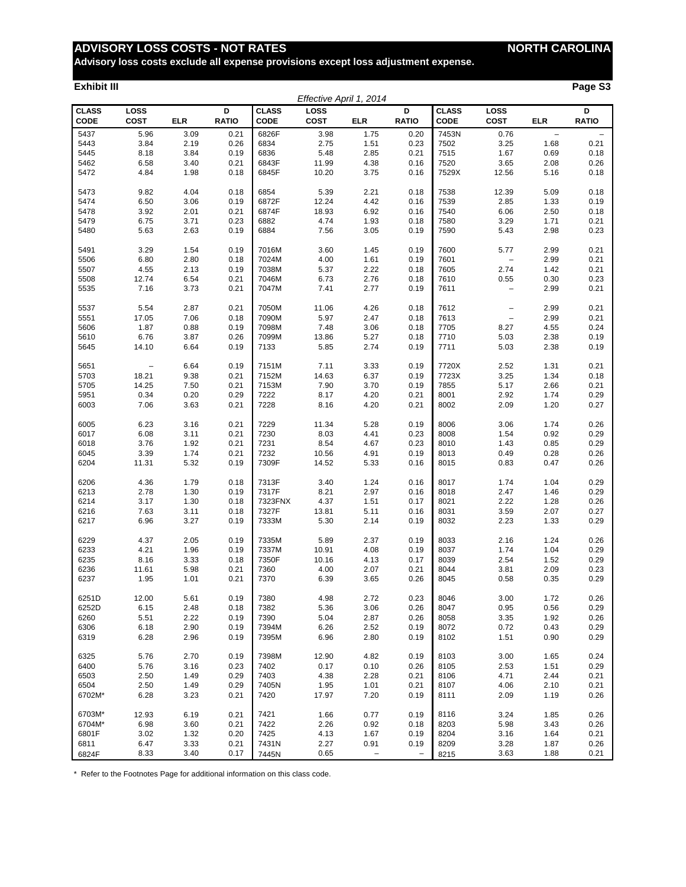**ADVISORY LOSS COSTS - NOT RATES** **NORTH CAROLINA**

**Advisory loss costs exclude all expense provisions except loss adjustment expense.**

**Exhibit III** **Page S3**

*Effective April 1, 2014*

| CLASS CODE | LOSS COST | ELR | D RATIO | CLASS CODE | LOSS COST | ELR | D RATIO | CLASS CODE | LOSS COST | ELR | D RATIO |
|---|---|---|---|---|---|---|---|---|---|---|---|
| 5437 | 5.96 | 3.09 | 0.21 | 6826F | 3.98 | 1.75 | 0.20 | 7453N | 0.76 | – | – |
| 5443 | 3.84 | 2.19 | 0.26 | 6834 | 2.75 | 1.51 | 0.23 | 7502 | 3.25 | 1.68 | 0.21 |
| 5445 | 8.18 | 3.84 | 0.19 | 6836 | 5.48 | 2.85 | 0.21 | 7515 | 1.67 | 0.69 | 0.18 |
| 5462 | 6.58 | 3.40 | 0.21 | 6843F | 11.99 | 4.38 | 0.16 | 7520 | 3.65 | 2.08 | 0.26 |
| 5472 | 4.84 | 1.98 | 0.18 | 6845F | 10.20 | 3.75 | 0.16 | 7529X | 12.56 | 5.16 | 0.18 |
| 5473 | 9.82 | 4.04 | 0.18 | 6854 | 5.39 | 2.21 | 0.18 | 7538 | 12.39 | 5.09 | 0.18 |
| 5474 | 6.50 | 3.06 | 0.19 | 6872F | 12.24 | 4.42 | 0.16 | 7539 | 2.85 | 1.33 | 0.19 |
| 5478 | 3.92 | 2.01 | 0.21 | 6874F | 18.93 | 6.92 | 0.16 | 7540 | 6.06 | 2.50 | 0.18 |
| 5479 | 6.75 | 3.71 | 0.23 | 6882 | 4.74 | 1.93 | 0.18 | 7580 | 3.29 | 1.71 | 0.21 |
| 5480 | 5.63 | 2.63 | 0.19 | 6884 | 7.56 | 3.05 | 0.19 | 7590 | 5.43 | 2.98 | 0.23 |
| 5491 | 3.29 | 1.54 | 0.19 | 7016M | 3.60 | 1.45 | 0.19 | 7600 | 5.77 | 2.99 | 0.21 |
| 5506 | 6.80 | 2.80 | 0.18 | 7024M | 4.00 | 1.61 | 0.19 | 7601 | – | 2.99 | 0.21 |
| 5507 | 4.55 | 2.13 | 0.19 | 7038M | 5.37 | 2.22 | 0.18 | 7605 | 2.74 | 1.42 | 0.21 |
| 5508 | 12.74 | 6.54 | 0.21 | 7046M | 6.73 | 2.76 | 0.18 | 7610 | 0.55 | 0.30 | 0.23 |
| 5535 | 7.16 | 3.73 | 0.21 | 7047M | 7.41 | 2.77 | 0.19 | 7611 | – | 2.99 | 0.21 |
| 5537 | 5.54 | 2.87 | 0.21 | 7050M | 11.06 | 4.26 | 0.18 | 7612 | – | 2.99 | 0.21 |
| 5551 | 17.05 | 7.06 | 0.18 | 7090M | 5.97 | 2.47 | 0.18 | 7613 | – | 2.99 | 0.21 |
| 5606 | 1.87 | 0.88 | 0.19 | 7098M | 7.48 | 3.06 | 0.18 | 7705 | 8.27 | 4.55 | 0.24 |
| 5610 | 6.76 | 3.87 | 0.26 | 7099M | 13.86 | 5.27 | 0.18 | 7710 | 5.03 | 2.38 | 0.19 |
| 5645 | 14.10 | 6.64 | 0.19 | 7133 | 5.85 | 2.74 | 0.19 | 7711 | 5.03 | 2.38 | 0.19 |
| 5651 | – | 6.64 | 0.19 | 7151M | 7.11 | 3.33 | 0.19 | 7720X | 2.52 | 1.31 | 0.21 |
| 5703 | 18.21 | 9.38 | 0.21 | 7152M | 14.63 | 6.37 | 0.19 | 7723X | 3.25 | 1.34 | 0.18 |
| 5705 | 14.25 | 7.50 | 0.21 | 7153M | 7.90 | 3.70 | 0.19 | 7855 | 5.17 | 2.66 | 0.21 |
| 5951 | 0.34 | 0.20 | 0.29 | 7222 | 8.17 | 4.20 | 0.21 | 8001 | 2.92 | 1.74 | 0.29 |
| 6003 | 7.06 | 3.63 | 0.21 | 7228 | 8.16 | 4.20 | 0.21 | 8002 | 2.09 | 1.20 | 0.27 |
| 6005 | 6.23 | 3.16 | 0.21 | 7229 | 11.34 | 5.28 | 0.19 | 8006 | 3.06 | 1.74 | 0.26 |
| 6017 | 6.08 | 3.11 | 0.21 | 7230 | 8.03 | 4.41 | 0.23 | 8008 | 1.54 | 0.92 | 0.29 |
| 6018 | 3.76 | 1.92 | 0.21 | 7231 | 8.54 | 4.67 | 0.23 | 8010 | 1.43 | 0.85 | 0.29 |
| 6045 | 3.39 | 1.74 | 0.21 | 7232 | 10.56 | 4.91 | 0.19 | 8013 | 0.49 | 0.28 | 0.26 |
| 6204 | 11.31 | 5.32 | 0.19 | 7309F | 14.52 | 5.33 | 0.16 | 8015 | 0.83 | 0.47 | 0.26 |
| 6206 | 4.36 | 1.79 | 0.18 | 7313F | 3.40 | 1.24 | 0.16 | 8017 | 1.74 | 1.04 | 0.29 |
| 6213 | 2.78 | 1.30 | 0.19 | 7317F | 8.21 | 2.97 | 0.16 | 8018 | 2.47 | 1.46 | 0.29 |
| 6214 | 3.17 | 1.30 | 0.18 | 7323FNX | 4.37 | 1.51 | 0.17 | 8021 | 2.22 | 1.28 | 0.26 |
| 6216 | 7.63 | 3.11 | 0.18 | 7327F | 13.81 | 5.11 | 0.16 | 8031 | 3.59 | 2.07 | 0.27 |
| 6217 | 6.96 | 3.27 | 0.19 | 7333M | 5.30 | 2.14 | 0.19 | 8032 | 2.23 | 1.33 | 0.29 |
| 6229 | 4.37 | 2.05 | 0.19 | 7335M | 5.89 | 2.37 | 0.19 | 8033 | 2.16 | 1.24 | 0.26 |
| 6233 | 4.21 | 1.96 | 0.19 | 7337M | 10.91 | 4.08 | 0.19 | 8037 | 1.74 | 1.04 | 0.29 |
| 6235 | 8.16 | 3.33 | 0.18 | 7350F | 10.16 | 4.13 | 0.17 | 8039 | 2.54 | 1.52 | 0.29 |
| 6236 | 11.61 | 5.98 | 0.21 | 7360 | 4.00 | 2.07 | 0.21 | 8044 | 3.81 | 2.09 | 0.23 |
| 6237 | 1.95 | 1.01 | 0.21 | 7370 | 6.39 | 3.65 | 0.26 | 8045 | 0.58 | 0.35 | 0.29 |
| 6251D | 12.00 | 5.61 | 0.19 | 7380 | 4.98 | 2.72 | 0.23 | 8046 | 3.00 | 1.72 | 0.26 |
| 6252D | 6.15 | 2.48 | 0.18 | 7382 | 5.36 | 3.06 | 0.26 | 8047 | 0.95 | 0.56 | 0.29 |
| 6260 | 5.51 | 2.22 | 0.19 | 7390 | 5.04 | 2.87 | 0.26 | 8058 | 3.35 | 1.92 | 0.26 |
| 6306 | 6.18 | 2.90 | 0.19 | 7394M | 6.26 | 2.52 | 0.19 | 8072 | 0.72 | 0.43 | 0.29 |
| 6319 | 6.28 | 2.96 | 0.19 | 7395M | 6.96 | 2.80 | 0.19 | 8102 | 1.51 | 0.90 | 0.29 |
| 6325 | 5.76 | 2.70 | 0.19 | 7398M | 12.90 | 4.82 | 0.19 | 8103 | 3.00 | 1.65 | 0.24 |
| 6400 | 5.76 | 3.16 | 0.23 | 7402 | 0.17 | 0.10 | 0.26 | 8105 | 2.53 | 1.51 | 0.29 |
| 6503 | 2.50 | 1.49 | 0.29 | 7403 | 4.38 | 2.28 | 0.21 | 8106 | 4.71 | 2.44 | 0.21 |
| 6504 | 2.50 | 1.49 | 0.29 | 7405N | 1.95 | 1.01 | 0.21 | 8107 | 4.06 | 2.10 | 0.21 |
| 6702M* | 6.28 | 3.23 | 0.21 | 7420 | 17.97 | 7.20 | 0.19 | 8111 | 2.09 | 1.19 | 0.26 |
| 6703M* | 12.93 | 6.19 | 0.21 | 7421 | 1.66 | 0.77 | 0.19 | 8116 | 3.24 | 1.85 | 0.26 |
| 6704M* | 6.98 | 3.60 | 0.21 | 7422 | 2.26 | 0.92 | 0.18 | 8203 | 5.98 | 3.43 | 0.26 |
| 6801F | 3.02 | 1.32 | 0.20 | 7425 | 4.13 | 1.67 | 0.19 | 8204 | 3.16 | 1.64 | 0.21 |
| 6811 | 6.47 | 3.33 | 0.21 | 7431N | 2.27 | 0.91 | 0.19 | 8209 | 3.28 | 1.87 | 0.26 |
| 6824F | 8.33 | 3.40 | 0.17 | 7445N | 0.65 | – | – | 8215 | 3.63 | 1.88 | 0.21 |

\* Refer to the Footnotes Page for additional information on this class code.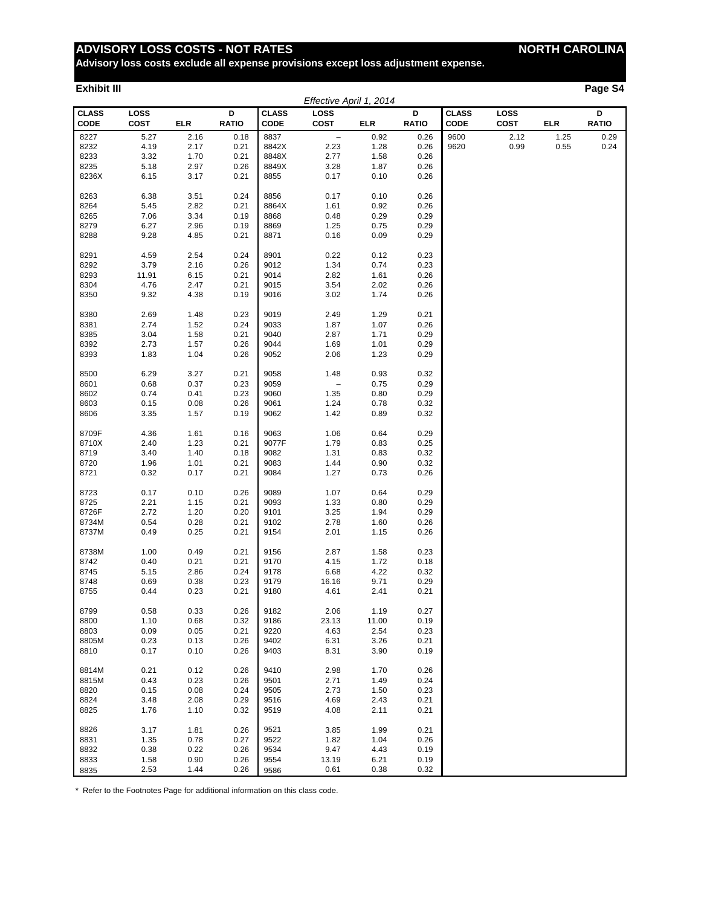# ADVISORY LOSS COSTS - NOT RATES — NORTH CAROLINA

**Advisory loss costs exclude all expense provisions except loss adjustment expense.**

**Exhibit III** — **Page S4**

*Effective April 1, 2014*

| CLASS CODE | LOSS COST | ELR | D RATIO | CLASS CODE | LOSS COST | ELR | D RATIO | CLASS CODE | LOSS COST | ELR | D RATIO |
|---|---|---|---|---|---|---|---|---|---|---|---|
| 8227 | 5.27 | 2.16 | 0.18 | 8837 | – | 0.92 | 0.26 | 9600 | 2.12 | 1.25 | 0.29 |
| 8232 | 4.19 | 2.17 | 0.21 | 8842X | 2.23 | 1.28 | 0.26 | 9620 | 0.99 | 0.55 | 0.24 |
| 8233 | 3.32 | 1.70 | 0.21 | 8848X | 2.77 | 1.58 | 0.26 | | | | |
| 8235 | 5.18 | 2.97 | 0.26 | 8849X | 3.28 | 1.87 | 0.26 | | | | |
| 8236X | 6.15 | 3.17 | 0.21 | 8855 | 0.17 | 0.10 | 0.26 | | | | |
| 8263 | 6.38 | 3.51 | 0.24 | 8856 | 0.17 | 0.10 | 0.26 | | | | |
| 8264 | 5.45 | 2.82 | 0.21 | 8864X | 1.61 | 0.92 | 0.26 | | | | |
| 8265 | 7.06 | 3.34 | 0.19 | 8868 | 0.48 | 0.29 | 0.29 | | | | |
| 8279 | 6.27 | 2.96 | 0.19 | 8869 | 1.25 | 0.75 | 0.29 | | | | |
| 8288 | 9.28 | 4.85 | 0.21 | 8871 | 0.16 | 0.09 | 0.29 | | | | |
| 8291 | 4.59 | 2.54 | 0.24 | 8901 | 0.22 | 0.12 | 0.23 | | | | |
| 8292 | 3.79 | 2.16 | 0.26 | 9012 | 1.34 | 0.74 | 0.23 | | | | |
| 8293 | 11.91 | 6.15 | 0.21 | 9014 | 2.82 | 1.61 | 0.26 | | | | |
| 8304 | 4.76 | 2.47 | 0.21 | 9015 | 3.54 | 2.02 | 0.26 | | | | |
| 8350 | 9.32 | 4.38 | 0.19 | 9016 | 3.02 | 1.74 | 0.26 | | | | |
| 8380 | 2.69 | 1.48 | 0.23 | 9019 | 2.49 | 1.29 | 0.21 | | | | |
| 8381 | 2.74 | 1.52 | 0.24 | 9033 | 1.87 | 1.07 | 0.26 | | | | |
| 8385 | 3.04 | 1.58 | 0.21 | 9040 | 2.87 | 1.71 | 0.29 | | | | |
| 8392 | 2.73 | 1.57 | 0.26 | 9044 | 1.69 | 1.01 | 0.29 | | | | |
| 8393 | 1.83 | 1.04 | 0.26 | 9052 | 2.06 | 1.23 | 0.29 | | | | |
| 8500 | 6.29 | 3.27 | 0.21 | 9058 | 1.48 | 0.93 | 0.32 | | | | |
| 8601 | 0.68 | 0.37 | 0.23 | 9059 | – | 0.75 | 0.29 | | | | |
| 8602 | 0.74 | 0.41 | 0.23 | 9060 | 1.35 | 0.80 | 0.29 | | | | |
| 8603 | 0.15 | 0.08 | 0.26 | 9061 | 1.24 | 0.78 | 0.32 | | | | |
| 8606 | 3.35 | 1.57 | 0.19 | 9062 | 1.42 | 0.89 | 0.32 | | | | |
| 8709F | 4.36 | 1.61 | 0.16 | 9063 | 1.06 | 0.64 | 0.29 | | | | |
| 8710X | 2.40 | 1.23 | 0.21 | 9077F | 1.79 | 0.83 | 0.25 | | | | |
| 8719 | 3.40 | 1.40 | 0.18 | 9082 | 1.31 | 0.83 | 0.32 | | | | |
| 8720 | 1.96 | 1.01 | 0.21 | 9083 | 1.44 | 0.90 | 0.32 | | | | |
| 8721 | 0.32 | 0.17 | 0.21 | 9084 | 1.27 | 0.73 | 0.26 | | | | |
| 8723 | 0.17 | 0.10 | 0.26 | 9089 | 1.07 | 0.64 | 0.29 | | | | |
| 8725 | 2.21 | 1.15 | 0.21 | 9093 | 1.33 | 0.80 | 0.29 | | | | |
| 8726F | 2.72 | 1.20 | 0.20 | 9101 | 3.25 | 1.94 | 0.29 | | | | |
| 8734M | 0.54 | 0.28 | 0.21 | 9102 | 2.78 | 1.60 | 0.26 | | | | |
| 8737M | 0.49 | 0.25 | 0.21 | 9154 | 2.01 | 1.15 | 0.26 | | | | |
| 8738M | 1.00 | 0.49 | 0.21 | 9156 | 2.87 | 1.58 | 0.23 | | | | |
| 8742 | 0.40 | 0.21 | 0.21 | 9170 | 4.15 | 1.72 | 0.18 | | | | |
| 8745 | 5.15 | 2.86 | 0.24 | 9178 | 6.68 | 4.22 | 0.32 | | | | |
| 8748 | 0.69 | 0.38 | 0.23 | 9179 | 16.16 | 9.71 | 0.29 | | | | |
| 8755 | 0.44 | 0.23 | 0.21 | 9180 | 4.61 | 2.41 | 0.21 | | | | |
| 8799 | 0.58 | 0.33 | 0.26 | 9182 | 2.06 | 1.19 | 0.27 | | | | |
| 8800 | 1.10 | 0.68 | 0.32 | 9186 | 23.13 | 11.00 | 0.19 | | | | |
| 8803 | 0.09 | 0.05 | 0.21 | 9220 | 4.63 | 2.54 | 0.23 | | | | |
| 8805M | 0.23 | 0.13 | 0.26 | 9402 | 6.31 | 3.26 | 0.21 | | | | |
| 8810 | 0.17 | 0.10 | 0.26 | 9403 | 8.31 | 3.90 | 0.19 | | | | |
| 8814M | 0.21 | 0.12 | 0.26 | 9410 | 2.98 | 1.70 | 0.26 | | | | |
| 8815M | 0.43 | 0.23 | 0.26 | 9501 | 2.71 | 1.49 | 0.24 | | | | |
| 8820 | 0.15 | 0.08 | 0.24 | 9505 | 2.73 | 1.50 | 0.23 | | | | |
| 8824 | 3.48 | 2.08 | 0.29 | 9516 | 4.69 | 2.43 | 0.21 | | | | |
| 8825 | 1.76 | 1.10 | 0.32 | 9519 | 4.08 | 2.11 | 0.21 | | | | |
| 8826 | 3.17 | 1.81 | 0.26 | 9521 | 3.85 | 1.99 | 0.21 | | | | |
| 8831 | 1.35 | 0.78 | 0.27 | 9522 | 1.82 | 1.04 | 0.26 | | | | |
| 8832 | 0.38 | 0.22 | 0.26 | 9534 | 9.47 | 4.43 | 0.19 | | | | |
| 8833 | 1.58 | 0.90 | 0.26 | 9554 | 13.19 | 6.21 | 0.19 | | | | |
| 8835 | 2.53 | 1.44 | 0.26 | 9586 | 0.61 | 0.38 | 0.32 | | | | |

\* Refer to the Footnotes Page for additional information on this class code.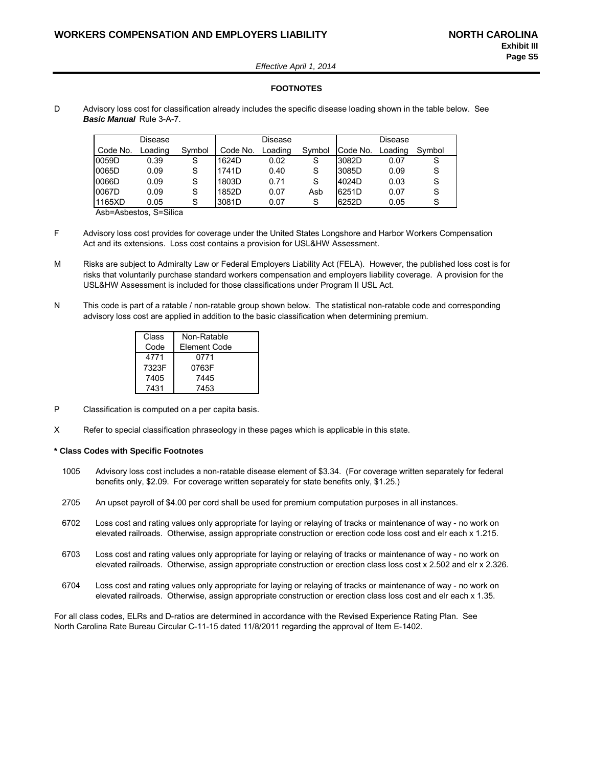## FOOTNOTES

D Advisory loss cost for classification already includes the specific disease loading shown in the table below. See ***Basic Manual*** Rule 3-A-7.

| Code No. | Disease Loading | Symbol | Code No. | Disease Loading | Symbol | Code No. | Disease Loading | Symbol |
|---|---|---|---|---|---|---|---|---|
| 0059D | 0.39 | S | 1624D | 0.02 | S | 3082D | 0.07 | S |
| 0065D | 0.09 | S | 1741D | 0.40 | S | 3085D | 0.09 | S |
| 0066D | 0.09 | S | 1803D | 0.71 | S | 4024D | 0.03 | S |
| 0067D | 0.09 | S | 1852D | 0.07 | Asb | 6251D | 0.07 | S |
| 1165XD | 0.05 | S | 3081D | 0.07 | S | 6252D | 0.05 | S |

Asb=Asbestos, S=Silica

F Advisory loss cost provides for coverage under the United States Longshore and Harbor Workers Compensation Act and its extensions. Loss cost contains a provision for USL&HW Assessment.

M Risks are subject to Admiralty Law or Federal Employers Liability Act (FELA). However, the published loss cost is for risks that voluntarily purchase standard workers compensation and employers liability coverage. A provision for the USL&HW Assessment is included for those classifications under Program II USL Act.

N This code is part of a ratable / non-ratable group shown below. The statistical non-ratable code and corresponding advisory loss cost are applied in addition to the basic classification when determining premium.

| Class Code | Non-Ratable Element Code |
|---|---|
| 4771 | 0771 |
| 7323F | 0763F |
| 7405 | 7445 |
| 7431 | 7453 |

P Classification is computed on a per capita basis.

X Refer to special classification phraseology in these pages which is applicable in this state.

**\* Class Codes with Specific Footnotes**

1005 Advisory loss cost includes a non-ratable disease element of $3.34. (For coverage written separately for federal benefits only, $2.09. For coverage written separately for state benefits only, $1.25.)

2705 An upset payroll of $4.00 per cord shall be used for premium computation purposes in all instances.

6702 Loss cost and rating values only appropriate for laying or relaying of tracks or maintenance of way - no work on elevated railroads. Otherwise, assign appropriate construction or erection code loss cost and elr each x 1.215.

6703 Loss cost and rating values only appropriate for laying or relaying of tracks or maintenance of way - no work on elevated railroads. Otherwise, assign appropriate construction or erection class loss cost x 2.502 and elr x 2.326.

6704 Loss cost and rating values only appropriate for laying or relaying of tracks or maintenance of way - no work on elevated railroads. Otherwise, assign appropriate construction or erection class loss cost and elr each x 1.35.

For all class codes, ELRs and D-ratios are determined in accordance with the Revised Experience Rating Plan. See North Carolina Rate Bureau Circular C-11-15 dated 11/8/2011 regarding the approval of Item E-1402.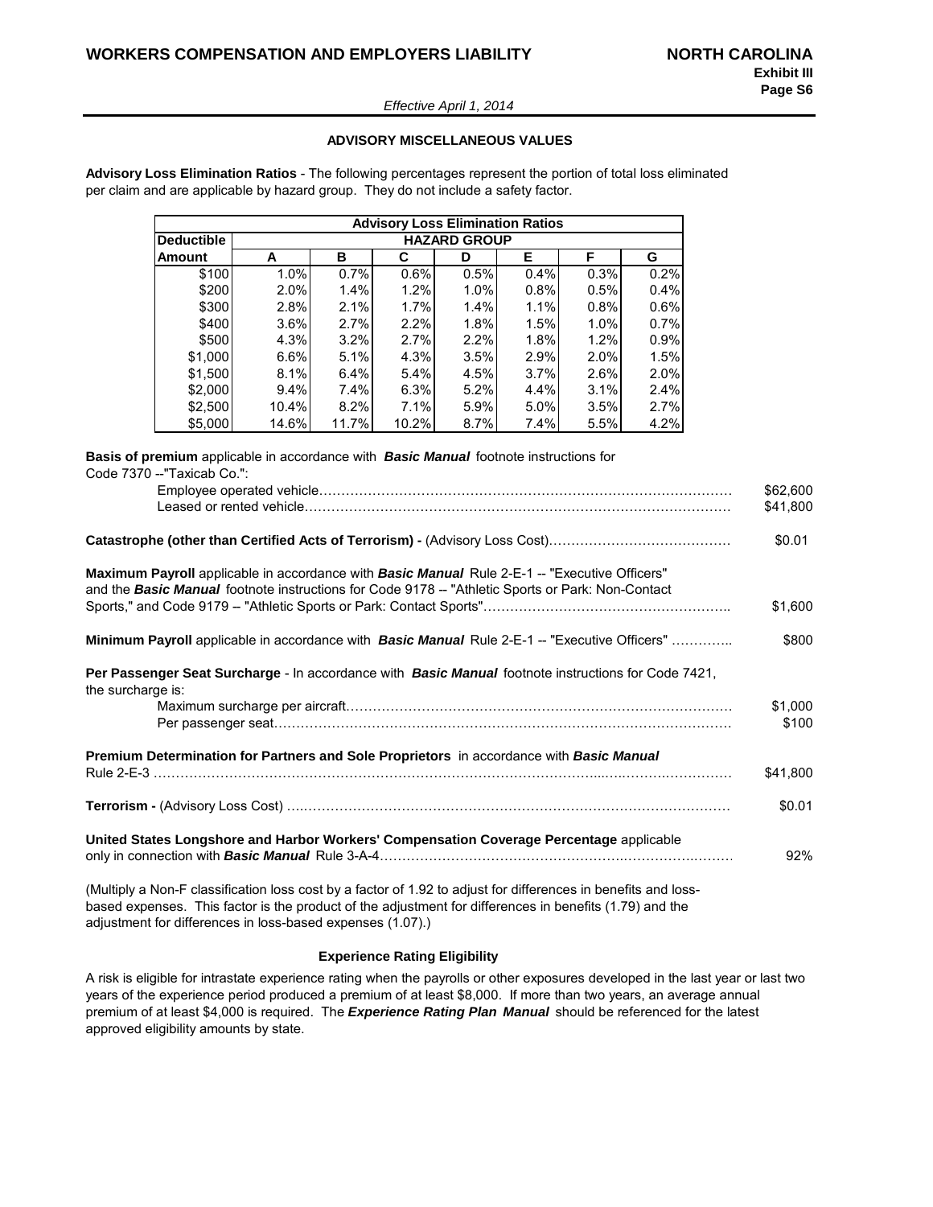*Effective April 1, 2014*

## ADVISORY MISCELLANEOUS VALUES

**Advisory Loss Elimination Ratios** - The following percentages represent the portion of total loss eliminated per claim and are applicable by hazard group. They do not include a safety factor.

| Advisory Loss Elimination Ratios | | | | | | | |
|---|---|---|---|---|---|---|---|
| **Deductible** | **HAZARD GROUP** | | | | | | |
| **Amount** | **A** | **B** | **C** | **D** | **E** | **F** | **G** |
| $100 | 1.0% | 0.7% | 0.6% | 0.5% | 0.4% | 0.3% | 0.2% |
| $200 | 2.0% | 1.4% | 1.2% | 1.0% | 0.8% | 0.5% | 0.4% |
| $300 | 2.8% | 2.1% | 1.7% | 1.4% | 1.1% | 0.8% | 0.6% |
| $400 | 3.6% | 2.7% | 2.2% | 1.8% | 1.5% | 1.0% | 0.7% |
| $500 | 4.3% | 3.2% | 2.7% | 2.2% | 1.8% | 1.2% | 0.9% |
| $1,000 | 6.6% | 5.1% | 4.3% | 3.5% | 2.9% | 2.0% | 1.5% |
| $1,500 | 8.1% | 6.4% | 5.4% | 4.5% | 3.7% | 2.6% | 2.0% |
| $2,000 | 9.4% | 7.4% | 6.3% | 5.2% | 4.4% | 3.1% | 2.4% |
| $2,500 | 10.4% | 8.2% | 7.1% | 5.9% | 5.0% | 3.5% | 2.7% |
| $5,000 | 14.6% | 11.7% | 10.2% | 8.7% | 7.4% | 5.5% | 4.2% |

**Basis of premium** applicable in accordance with ***Basic Manual*** footnote instructions for Code 7370 --"Taxicab Co.":

- Employee operated vehicle…… $62,600
- Leased or rented vehicle…… $41,800

**Catastrophe (other than Certified Acts of Terrorism) -** (Advisory Loss Cost)…… $0.01

**Maximum Payroll** applicable in accordance with ***Basic Manual*** Rule 2-E-1 -- "Executive Officers" and the ***Basic Manual*** footnote instructions for Code 9178 -- "Athletic Sports or Park: Non-Contact Sports," and Code 9179 -- "Athletic Sports or Park: Contact Sports"…… $1,600

**Minimum Payroll** applicable in accordance with ***Basic Manual*** Rule 2-E-1 -- "Executive Officers" …… $800

**Per Passenger Seat Surcharge** - In accordance with ***Basic Manual*** footnote instructions for Code 7421, the surcharge is:

- Maximum surcharge per aircraft…… $1,000
- Per passenger seat…… $100

**Premium Determination for Partners and Sole Proprietors** in accordance with ***Basic Manual*** Rule 2-E-3 …… $41,800

**Terrorism -** (Advisory Loss Cost) …… $0.01

**United States Longshore and Harbor Workers' Compensation Coverage Percentage** applicable only in connection with ***Basic Manual*** Rule 3-A-4…… 92%

(Multiply a Non-F classification loss cost by a factor of 1.92 to adjust for differences in benefits and loss-based expenses. This factor is the product of the adjustment for differences in benefits (1.79) and the adjustment for differences in loss-based expenses (1.07).)

### Experience Rating Eligibility

A risk is eligible for intrastate experience rating when the payrolls or other exposures developed in the last year or last two years of the experience period produced a premium of at least $8,000. If more than two years, an average annual premium of at least $4,000 is required. The ***Experience Rating Plan Manual*** should be referenced for the latest approved eligibility amounts by state.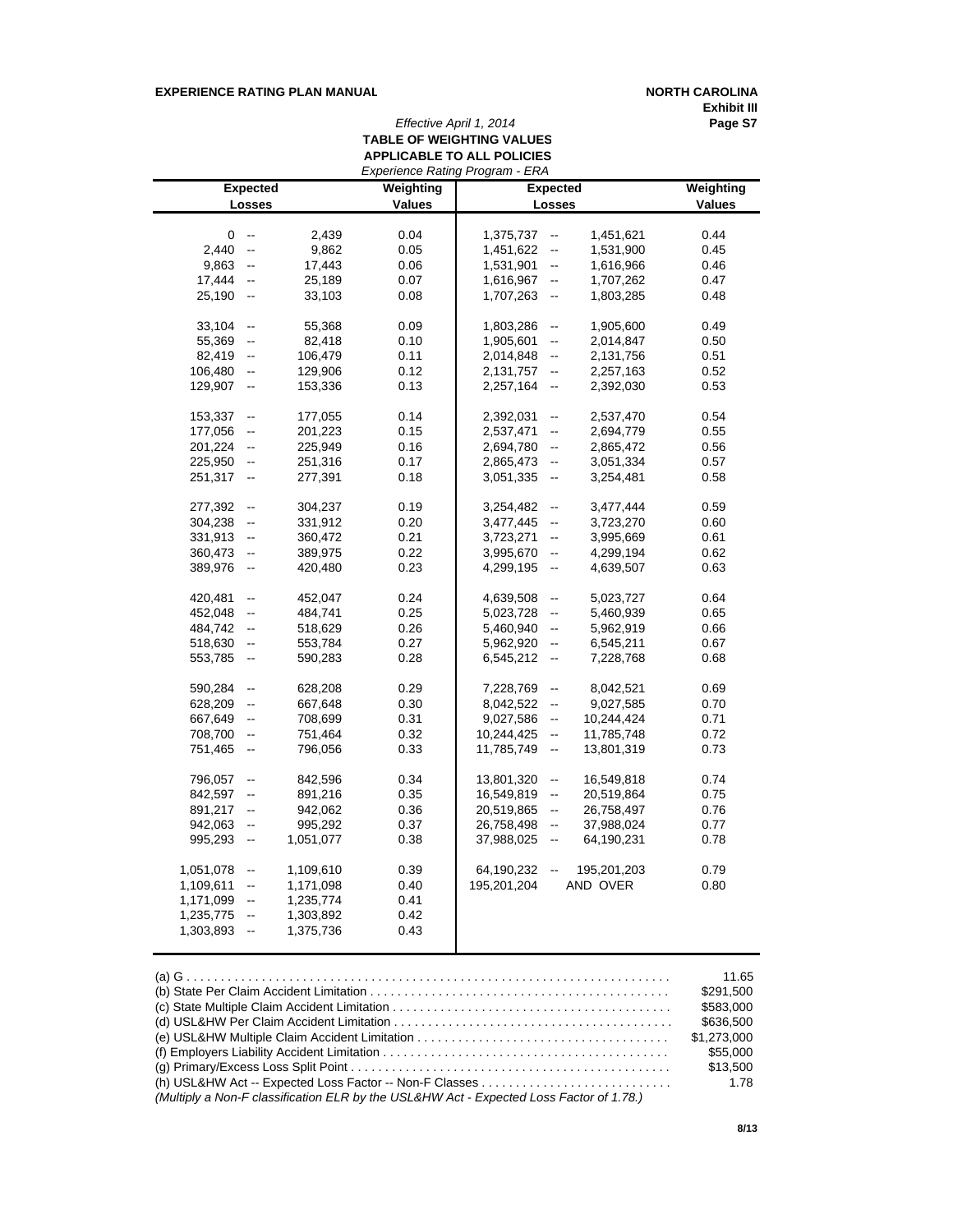**EXPERIENCE RATING PLAN MANUAL** | **NORTH CAROLINA**

**Exhibit III**

*Effective April 1, 2014*

## TABLE OF WEIGHTING VALUES
## APPLICABLE TO ALL POLICIES

*Experience Rating Program - ERA*

| Expected Losses | | | Weighting Values | Expected Losses | | | Weighting Values |
|---|---|---|---|---|---|---|---|
| 0 | -- | 2,439 | 0.04 | 1,375,737 | -- | 1,451,621 | 0.44 |
| 2,440 | -- | 9,862 | 0.05 | 1,451,622 | -- | 1,531,900 | 0.45 |
| 9,863 | -- | 17,443 | 0.06 | 1,531,901 | -- | 1,616,966 | 0.46 |
| 17,444 | -- | 25,189 | 0.07 | 1,616,967 | -- | 1,707,262 | 0.47 |
| 25,190 | -- | 33,103 | 0.08 | 1,707,263 | -- | 1,803,285 | 0.48 |
| 33,104 | -- | 55,368 | 0.09 | 1,803,286 | -- | 1,905,600 | 0.49 |
| 55,369 | -- | 82,418 | 0.10 | 1,905,601 | -- | 2,014,847 | 0.50 |
| 82,419 | -- | 106,479 | 0.11 | 2,014,848 | -- | 2,131,756 | 0.51 |
| 106,480 | -- | 129,906 | 0.12 | 2,131,757 | -- | 2,257,163 | 0.52 |
| 129,907 | -- | 153,336 | 0.13 | 2,257,164 | -- | 2,392,030 | 0.53 |
| 153,337 | -- | 177,055 | 0.14 | 2,392,031 | -- | 2,537,470 | 0.54 |
| 177,056 | -- | 201,223 | 0.15 | 2,537,471 | -- | 2,694,779 | 0.55 |
| 201,224 | -- | 225,949 | 0.16 | 2,694,780 | -- | 2,865,472 | 0.56 |
| 225,950 | -- | 251,316 | 0.17 | 2,865,473 | -- | 3,051,334 | 0.57 |
| 251,317 | -- | 277,391 | 0.18 | 3,051,335 | -- | 3,254,481 | 0.58 |
| 277,392 | -- | 304,237 | 0.19 | 3,254,482 | -- | 3,477,444 | 0.59 |
| 304,238 | -- | 331,912 | 0.20 | 3,477,445 | -- | 3,723,270 | 0.60 |
| 331,913 | -- | 360,472 | 0.21 | 3,723,271 | -- | 3,995,669 | 0.61 |
| 360,473 | -- | 389,975 | 0.22 | 3,995,670 | -- | 4,299,194 | 0.62 |
| 389,976 | -- | 420,480 | 0.23 | 4,299,195 | -- | 4,639,507 | 0.63 |
| 420,481 | -- | 452,047 | 0.24 | 4,639,508 | -- | 5,023,727 | 0.64 |
| 452,048 | -- | 484,741 | 0.25 | 5,023,728 | -- | 5,460,939 | 0.65 |
| 484,742 | -- | 518,629 | 0.26 | 5,460,940 | -- | 5,962,919 | 0.66 |
| 518,630 | -- | 553,784 | 0.27 | 5,962,920 | -- | 6,545,211 | 0.67 |
| 553,785 | -- | 590,283 | 0.28 | 6,545,212 | -- | 7,228,768 | 0.68 |
| 590,284 | -- | 628,208 | 0.29 | 7,228,769 | -- | 8,042,521 | 0.69 |
| 628,209 | -- | 667,648 | 0.30 | 8,042,522 | -- | 9,027,585 | 0.70 |
| 667,649 | -- | 708,699 | 0.31 | 9,027,586 | -- | 10,244,424 | 0.71 |
| 708,700 | -- | 751,464 | 0.32 | 10,244,425 | -- | 11,785,748 | 0.72 |
| 751,465 | -- | 796,056 | 0.33 | 11,785,749 | -- | 13,801,319 | 0.73 |
| 796,057 | -- | 842,596 | 0.34 | 13,801,320 | -- | 16,549,818 | 0.74 |
| 842,597 | -- | 891,216 | 0.35 | 16,549,819 | -- | 20,519,864 | 0.75 |
| 891,217 | -- | 942,062 | 0.36 | 20,519,865 | -- | 26,758,497 | 0.76 |
| 942,063 | -- | 995,292 | 0.37 | 26,758,498 | -- | 37,988,024 | 0.77 |
| 995,293 | -- | 1,051,077 | 0.38 | 37,988,025 | -- | 64,190,231 | 0.78 |
| 1,051,078 | -- | 1,109,610 | 0.39 | 64,190,232 | -- | 195,201,203 | 0.79 |
| 1,109,611 | -- | 1,171,098 | 0.40 | 195,201,204 | | AND OVER | 0.80 |
| 1,171,099 | -- | 1,235,774 | 0.41 | | | | |
| 1,235,775 | -- | 1,303,892 | 0.42 | | | | |
| 1,303,893 | -- | 1,375,736 | 0.43 | | | | |

(a) G . . . . . . . . . . . . . . . . . . . . . . . . . . . . . . . . . . . . . . . . . . . . . . 11.65
(b) State Per Claim Accident Limitation . . . . . . . . . . . . . . . . . . . . . . . . . . . . $291,500
(c) State Multiple Claim Accident Limitation . . . . . . . . . . . . . . . . . . . . . . . . $583,000
(d) USL&HW Per Claim Accident Limitation . . . . . . . . . . . . . . . . . . . . . . . . $636,500
(e) USL&HW Multiple Claim Accident Limitation . . . . . . . . . . . . . . . . . . . . $1,273,000
(f) Employers Liability Accident Limitation . . . . . . . . . . . . . . . . . . . . . . . . . $55,000
(g) Primary/Excess Loss Split Point . . . . . . . . . . . . . . . . . . . . . . . . . . . . . . $13,500
(h) USL&HW Act -- Expected Loss Factor -- Non-F Classes . . . . . . . . . . . . . . 1.78
*(Multiply a Non-F classification ELR by the USL&HW Act - Expected Loss Factor of 1.78.)*

8/13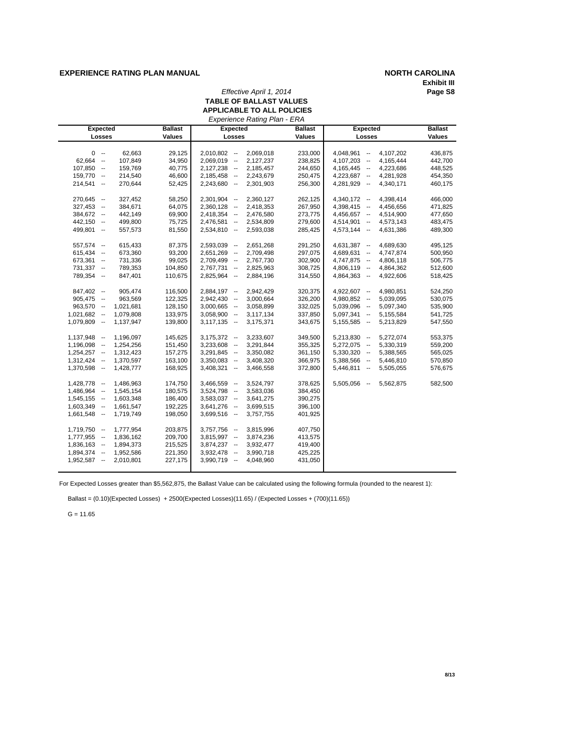**EXPERIENCE RATING PLAN MANUAL** — **NORTH CAROLINA**

**Exhibit III**

*Effective April 1, 2014*

**TABLE OF BALLAST VALUES**

**APPLICABLE TO ALL POLICIES**

*Experience Rating Plan - ERA*

| Expected Losses | Ballast Values | Expected Losses | Ballast Values | Expected Losses | Ballast Values |
|---|---|---|---|---|---|
| 0 -- 62,663 | 29,125 | 2,010,802 -- 2,069,018 | 233,000 | 4,048,961 -- 4,107,202 | 436,875 |
| 62,664 -- 107,849 | 34,950 | 2,069,019 -- 2,127,237 | 238,825 | 4,107,203 -- 4,165,444 | 442,700 |
| 107,850 -- 159,769 | 40,775 | 2,127,238 -- 2,185,457 | 244,650 | 4,165,445 -- 4,223,686 | 448,525 |
| 159,770 -- 214,540 | 46,600 | 2,185,458 -- 2,243,679 | 250,475 | 4,223,687 -- 4,281,928 | 454,350 |
| 214,541 -- 270,644 | 52,425 | 2,243,680 -- 2,301,903 | 256,300 | 4,281,929 -- 4,340,171 | 460,175 |
| 270,645 -- 327,452 | 58,250 | 2,301,904 -- 2,360,127 | 262,125 | 4,340,172 -- 4,398,414 | 466,000 |
| 327,453 -- 384,671 | 64,075 | 2,360,128 -- 2,418,353 | 267,950 | 4,398,415 -- 4,456,656 | 471,825 |
| 384,672 -- 442,149 | 69,900 | 2,418,354 -- 2,476,580 | 273,775 | 4,456,657 -- 4,514,900 | 477,650 |
| 442,150 -- 499,800 | 75,725 | 2,476,581 -- 2,534,809 | 279,600 | 4,514,901 -- 4,573,143 | 483,475 |
| 499,801 -- 557,573 | 81,550 | 2,534,810 -- 2,593,038 | 285,425 | 4,573,144 -- 4,631,386 | 489,300 |
| 557,574 -- 615,433 | 87,375 | 2,593,039 -- 2,651,268 | 291,250 | 4,631,387 -- 4,689,630 | 495,125 |
| 615,434 -- 673,360 | 93,200 | 2,651,269 -- 2,709,498 | 297,075 | 4,689,631 -- 4,747,874 | 500,950 |
| 673,361 -- 731,336 | 99,025 | 2,709,499 -- 2,767,730 | 302,900 | 4,747,875 -- 4,806,118 | 506,775 |
| 731,337 -- 789,353 | 104,850 | 2,767,731 -- 2,825,963 | 308,725 | 4,806,119 -- 4,864,362 | 512,600 |
| 789,354 -- 847,401 | 110,675 | 2,825,964 -- 2,884,196 | 314,550 | 4,864,363 -- 4,922,606 | 518,425 |
| 847,402 -- 905,474 | 116,500 | 2,884,197 -- 2,942,429 | 320,375 | 4,922,607 -- 4,980,851 | 524,250 |
| 905,475 -- 963,569 | 122,325 | 2,942,430 -- 3,000,664 | 326,200 | 4,980,852 -- 5,039,095 | 530,075 |
| 963,570 -- 1,021,681 | 128,150 | 3,000,665 -- 3,058,899 | 332,025 | 5,039,096 -- 5,097,340 | 535,900 |
| 1,021,682 -- 1,079,808 | 133,975 | 3,058,900 -- 3,117,134 | 337,850 | 5,097,341 -- 5,155,584 | 541,725 |
| 1,079,809 -- 1,137,947 | 139,800 | 3,117,135 -- 3,175,371 | 343,675 | 5,155,585 -- 5,213,829 | 547,550 |
| 1,137,948 -- 1,196,097 | 145,625 | 3,175,372 -- 3,233,607 | 349,500 | 5,213,830 -- 5,272,074 | 553,375 |
| 1,196,098 -- 1,254,256 | 151,450 | 3,233,608 -- 3,291,844 | 355,325 | 5,272,075 -- 5,330,319 | 559,200 |
| 1,254,257 -- 1,312,423 | 157,275 | 3,291,845 -- 3,350,082 | 361,150 | 5,330,320 -- 5,388,565 | 565,025 |
| 1,312,424 -- 1,370,597 | 163,100 | 3,350,083 -- 3,408,320 | 366,975 | 5,388,566 -- 5,446,810 | 570,850 |
| 1,370,598 -- 1,428,777 | 168,925 | 3,408,321 -- 3,466,558 | 372,800 | 5,446,811 -- 5,505,055 | 576,675 |
| 1,428,778 -- 1,486,963 | 174,750 | 3,466,559 -- 3,524,797 | 378,625 | 5,505,056 -- 5,562,875 | 582,500 |
| 1,486,964 -- 1,545,154 | 180,575 | 3,524,798 -- 3,583,036 | 384,450 | | |
| 1,545,155 -- 1,603,348 | 186,400 | 3,583,037 -- 3,641,275 | 390,275 | | |
| 1,603,349 -- 1,661,547 | 192,225 | 3,641,276 -- 3,699,515 | 396,100 | | |
| 1,661,548 -- 1,719,749 | 198,050 | 3,699,516 -- 3,757,755 | 401,925 | | |
| 1,719,750 -- 1,777,954 | 203,875 | 3,757,756 -- 3,815,996 | 407,750 | | |
| 1,777,955 -- 1,836,162 | 209,700 | 3,815,997 -- 3,874,236 | 413,575 | | |
| 1,836,163 -- 1,894,373 | 215,525 | 3,874,237 -- 3,932,477 | 419,400 | | |
| 1,894,374 -- 1,952,586 | 221,350 | 3,932,478 -- 3,990,718 | 425,225 | | |
| 1,952,587 -- 2,010,801 | 227,175 | 3,990,719 -- 4,048,960 | 431,050 | | |

For Expected Losses greater than $5,562,875, the Ballast Value can be calculated using the following formula (rounded to the nearest 1):

Ballast = (0.10)(Expected Losses) + 2500(Expected Losses)(11.65) / (Expected Losses + (700)(11.65))

G = 11.65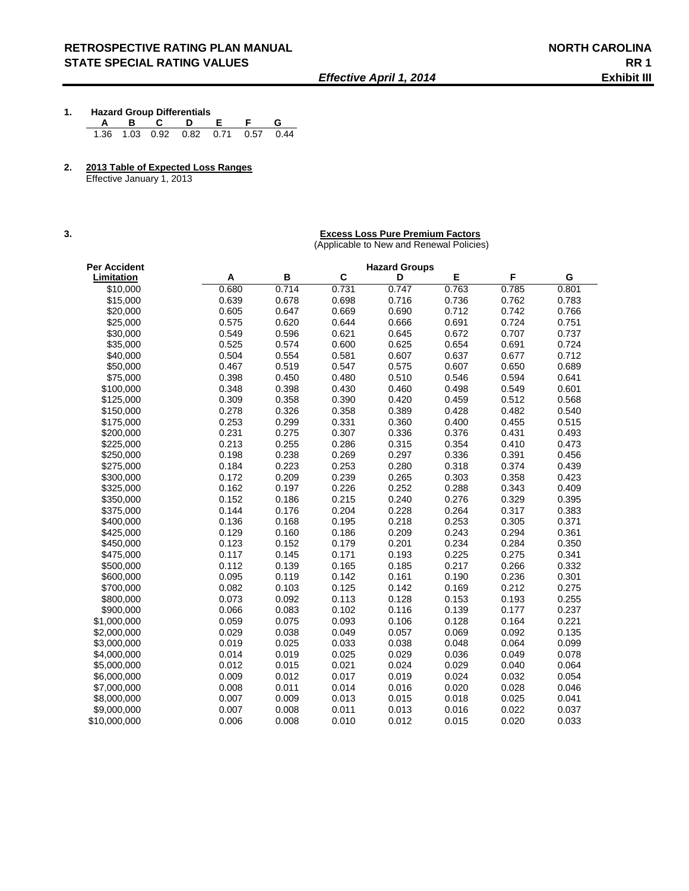# RETROSPECTIVE RATING PLAN MANUAL — NORTH CAROLINA
## STATE SPECIAL RATING VALUES — RR 1 Exhibit III

*Effective April 1, 2014*

**1. Hazard Group Differentials**

| A | B | C | D | E | F | G |
|---|---|---|---|---|---|---|
| 1.36 | 1.03 | 0.92 | 0.82 | 0.71 | 0.57 | 0.44 |

**2. 2013 Table of Expected Loss Ranges**

Effective January 1, 2013

**3. Excess Loss Pure Premium Factors**

(Applicable to New and Renewal Policies)

| Per Accident Limitation | Hazard Groups A | B | C | D | E | F | G |
|---|---|---|---|---|---|---|---|
| $10,000 | 0.680 | 0.714 | 0.731 | 0.747 | 0.763 | 0.785 | 0.801 |
| $15,000 | 0.639 | 0.678 | 0.698 | 0.716 | 0.736 | 0.762 | 0.783 |
| $20,000 | 0.605 | 0.647 | 0.669 | 0.690 | 0.712 | 0.742 | 0.766 |
| $25,000 | 0.575 | 0.620 | 0.644 | 0.666 | 0.691 | 0.724 | 0.751 |
| $30,000 | 0.549 | 0.596 | 0.621 | 0.645 | 0.672 | 0.707 | 0.737 |
| $35,000 | 0.525 | 0.574 | 0.600 | 0.625 | 0.654 | 0.691 | 0.724 |
| $40,000 | 0.504 | 0.554 | 0.581 | 0.607 | 0.637 | 0.677 | 0.712 |
| $50,000 | 0.467 | 0.519 | 0.547 | 0.575 | 0.607 | 0.650 | 0.689 |
| $75,000 | 0.398 | 0.450 | 0.480 | 0.510 | 0.546 | 0.594 | 0.641 |
| $100,000 | 0.348 | 0.398 | 0.430 | 0.460 | 0.498 | 0.549 | 0.601 |
| $125,000 | 0.309 | 0.358 | 0.390 | 0.420 | 0.459 | 0.512 | 0.568 |
| $150,000 | 0.278 | 0.326 | 0.358 | 0.389 | 0.428 | 0.482 | 0.540 |
| $175,000 | 0.253 | 0.299 | 0.331 | 0.360 | 0.400 | 0.455 | 0.515 |
| $200,000 | 0.231 | 0.275 | 0.307 | 0.336 | 0.376 | 0.431 | 0.493 |
| $225,000 | 0.213 | 0.255 | 0.286 | 0.315 | 0.354 | 0.410 | 0.473 |
| $250,000 | 0.198 | 0.238 | 0.269 | 0.297 | 0.336 | 0.391 | 0.456 |
| $275,000 | 0.184 | 0.223 | 0.253 | 0.280 | 0.318 | 0.374 | 0.439 |
| $300,000 | 0.172 | 0.209 | 0.239 | 0.265 | 0.303 | 0.358 | 0.423 |
| $325,000 | 0.162 | 0.197 | 0.226 | 0.252 | 0.288 | 0.343 | 0.409 |
| $350,000 | 0.152 | 0.186 | 0.215 | 0.240 | 0.276 | 0.329 | 0.395 |
| $375,000 | 0.144 | 0.176 | 0.204 | 0.228 | 0.264 | 0.317 | 0.383 |
| $400,000 | 0.136 | 0.168 | 0.195 | 0.218 | 0.253 | 0.305 | 0.371 |
| $425,000 | 0.129 | 0.160 | 0.186 | 0.209 | 0.243 | 0.294 | 0.361 |
| $450,000 | 0.123 | 0.152 | 0.179 | 0.201 | 0.234 | 0.284 | 0.350 |
| $475,000 | 0.117 | 0.145 | 0.171 | 0.193 | 0.225 | 0.275 | 0.341 |
| $500,000 | 0.112 | 0.139 | 0.165 | 0.185 | 0.217 | 0.266 | 0.332 |
| $600,000 | 0.095 | 0.119 | 0.142 | 0.161 | 0.190 | 0.236 | 0.301 |
| $700,000 | 0.082 | 0.103 | 0.125 | 0.142 | 0.169 | 0.212 | 0.275 |
| $800,000 | 0.073 | 0.092 | 0.113 | 0.128 | 0.153 | 0.193 | 0.255 |
| $900,000 | 0.066 | 0.083 | 0.102 | 0.116 | 0.139 | 0.177 | 0.237 |
| $1,000,000 | 0.059 | 0.075 | 0.093 | 0.106 | 0.128 | 0.164 | 0.221 |
| $2,000,000 | 0.029 | 0.038 | 0.049 | 0.057 | 0.069 | 0.092 | 0.135 |
| $3,000,000 | 0.019 | 0.025 | 0.033 | 0.038 | 0.048 | 0.064 | 0.099 |
| $4,000,000 | 0.014 | 0.019 | 0.025 | 0.029 | 0.036 | 0.049 | 0.078 |
| $5,000,000 | 0.012 | 0.015 | 0.021 | 0.024 | 0.029 | 0.040 | 0.064 |
| $6,000,000 | 0.009 | 0.012 | 0.017 | 0.019 | 0.024 | 0.032 | 0.054 |
| $7,000,000 | 0.008 | 0.011 | 0.014 | 0.016 | 0.020 | 0.028 | 0.046 |
| $8,000,000 | 0.007 | 0.009 | 0.013 | 0.015 | 0.018 | 0.025 | 0.041 |
| $9,000,000 | 0.007 | 0.008 | 0.011 | 0.013 | 0.016 | 0.022 | 0.037 |
| $10,000,000 | 0.006 | 0.008 | 0.010 | 0.012 | 0.015 | 0.020 | 0.033 |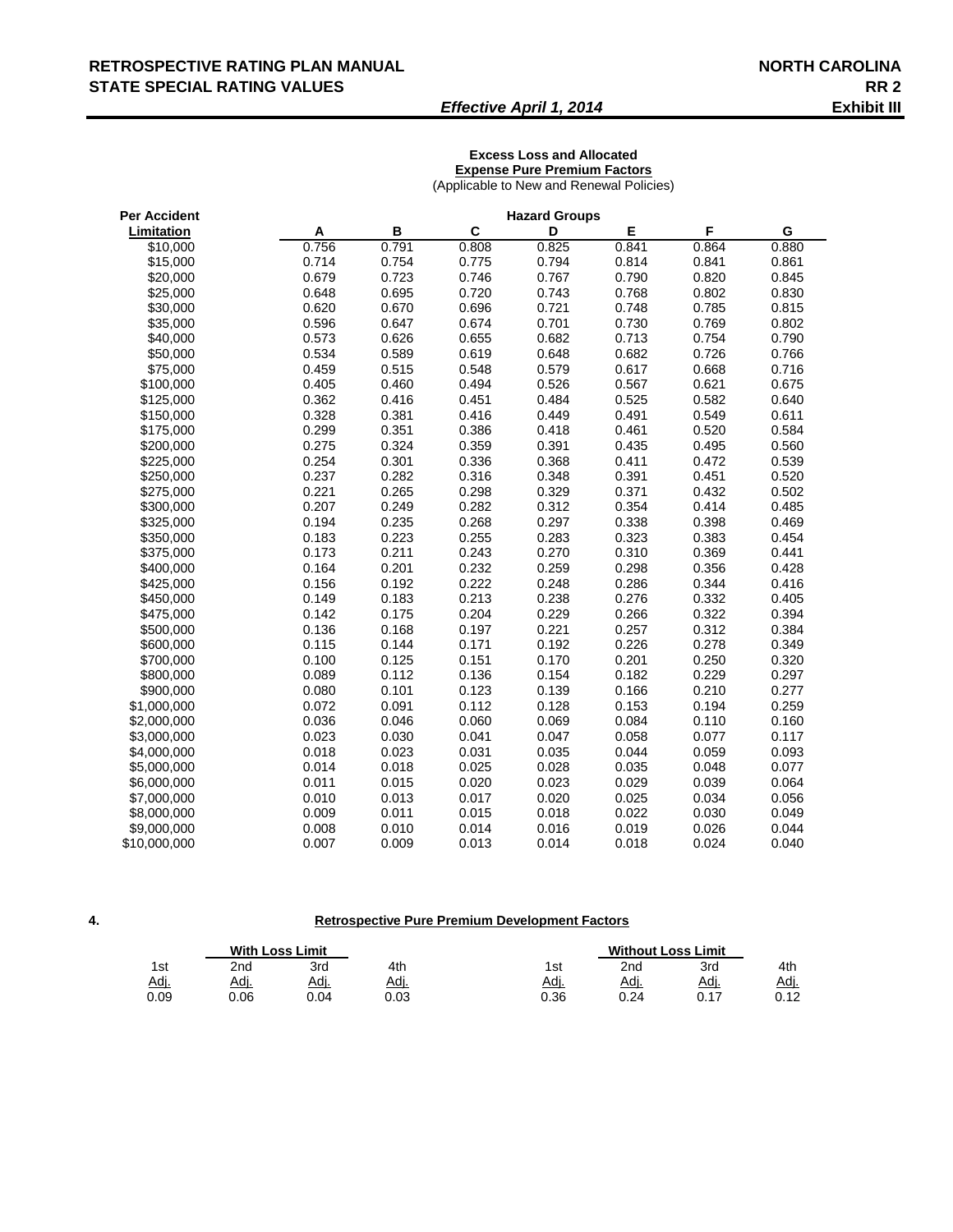# RETROSPECTIVE RATING PLAN MANUAL — NORTH CAROLINA

## STATE SPECIAL RATING VALUES — RR 2

***Effective April 1, 2014*** — **Exhibit III**

**Excess Loss and Allocated Expense Pure Premium Factors**
(Applicable to New and Renewal Policies)

| Per Accident Limitation | Hazard Groups | | | | | | |
|---|---|---|---|---|---|---|---|
| | A | B | C | D | E | F | G |
| $10,000 | 0.756 | 0.791 | 0.808 | 0.825 | 0.841 | 0.864 | 0.880 |
| $15,000 | 0.714 | 0.754 | 0.775 | 0.794 | 0.814 | 0.841 | 0.861 |
| $20,000 | 0.679 | 0.723 | 0.746 | 0.767 | 0.790 | 0.820 | 0.845 |
| $25,000 | 0.648 | 0.695 | 0.720 | 0.743 | 0.768 | 0.802 | 0.830 |
| $30,000 | 0.620 | 0.670 | 0.696 | 0.721 | 0.748 | 0.785 | 0.815 |
| $35,000 | 0.596 | 0.647 | 0.674 | 0.701 | 0.730 | 0.769 | 0.802 |
| $40,000 | 0.573 | 0.626 | 0.655 | 0.682 | 0.713 | 0.754 | 0.790 |
| $50,000 | 0.534 | 0.589 | 0.619 | 0.648 | 0.682 | 0.726 | 0.766 |
| $75,000 | 0.459 | 0.515 | 0.548 | 0.579 | 0.617 | 0.668 | 0.716 |
| $100,000 | 0.405 | 0.460 | 0.494 | 0.526 | 0.567 | 0.621 | 0.675 |
| $125,000 | 0.362 | 0.416 | 0.451 | 0.484 | 0.525 | 0.582 | 0.640 |
| $150,000 | 0.328 | 0.381 | 0.416 | 0.449 | 0.491 | 0.549 | 0.611 |
| $175,000 | 0.299 | 0.351 | 0.386 | 0.418 | 0.461 | 0.520 | 0.584 |
| $200,000 | 0.275 | 0.324 | 0.359 | 0.391 | 0.435 | 0.495 | 0.560 |
| $225,000 | 0.254 | 0.301 | 0.336 | 0.368 | 0.411 | 0.472 | 0.539 |
| $250,000 | 0.237 | 0.282 | 0.316 | 0.348 | 0.391 | 0.451 | 0.520 |
| $275,000 | 0.221 | 0.265 | 0.298 | 0.329 | 0.371 | 0.432 | 0.502 |
| $300,000 | 0.207 | 0.249 | 0.282 | 0.312 | 0.354 | 0.414 | 0.485 |
| $325,000 | 0.194 | 0.235 | 0.268 | 0.297 | 0.338 | 0.398 | 0.469 |
| $350,000 | 0.183 | 0.223 | 0.255 | 0.283 | 0.323 | 0.383 | 0.454 |
| $375,000 | 0.173 | 0.211 | 0.243 | 0.270 | 0.310 | 0.369 | 0.441 |
| $400,000 | 0.164 | 0.201 | 0.232 | 0.259 | 0.298 | 0.356 | 0.428 |
| $425,000 | 0.156 | 0.192 | 0.222 | 0.248 | 0.286 | 0.344 | 0.416 |
| $450,000 | 0.149 | 0.183 | 0.213 | 0.238 | 0.276 | 0.332 | 0.405 |
| $475,000 | 0.142 | 0.175 | 0.204 | 0.229 | 0.266 | 0.322 | 0.394 |
| $500,000 | 0.136 | 0.168 | 0.197 | 0.221 | 0.257 | 0.312 | 0.384 |
| $600,000 | 0.115 | 0.144 | 0.171 | 0.192 | 0.226 | 0.278 | 0.349 |
| $700,000 | 0.100 | 0.125 | 0.151 | 0.170 | 0.201 | 0.250 | 0.320 |
| $800,000 | 0.089 | 0.112 | 0.136 | 0.154 | 0.182 | 0.229 | 0.297 |
| $900,000 | 0.080 | 0.101 | 0.123 | 0.139 | 0.166 | 0.210 | 0.277 |
| $1,000,000 | 0.072 | 0.091 | 0.112 | 0.128 | 0.153 | 0.194 | 0.259 |
| $2,000,000 | 0.036 | 0.046 | 0.060 | 0.069 | 0.084 | 0.110 | 0.160 |
| $3,000,000 | 0.023 | 0.030 | 0.041 | 0.047 | 0.058 | 0.077 | 0.117 |
| $4,000,000 | 0.018 | 0.023 | 0.031 | 0.035 | 0.044 | 0.059 | 0.093 |
| $5,000,000 | 0.014 | 0.018 | 0.025 | 0.028 | 0.035 | 0.048 | 0.077 |
| $6,000,000 | 0.011 | 0.015 | 0.020 | 0.023 | 0.029 | 0.039 | 0.064 |
| $7,000,000 | 0.010 | 0.013 | 0.017 | 0.020 | 0.025 | 0.034 | 0.056 |
| $8,000,000 | 0.009 | 0.011 | 0.015 | 0.018 | 0.022 | 0.030 | 0.049 |
| $9,000,000 | 0.008 | 0.010 | 0.014 | 0.016 | 0.019 | 0.026 | 0.044 |
| $10,000,000 | 0.007 | 0.009 | 0.013 | 0.014 | 0.018 | 0.024 | 0.040 |

**4. Retrospective Pure Premium Development Factors**

| With Loss Limit | | | | Without Loss Limit | | | |
|---|---|---|---|---|---|---|---|
| 1st Adj. | 2nd Adj. | 3rd Adj. | 4th Adj. | 1st Adj. | 2nd Adj. | 3rd Adj. | 4th Adj. |
| 0.09 | 0.06 | 0.04 | 0.03 | 0.36 | 0.24 | 0.17 | 0.12 |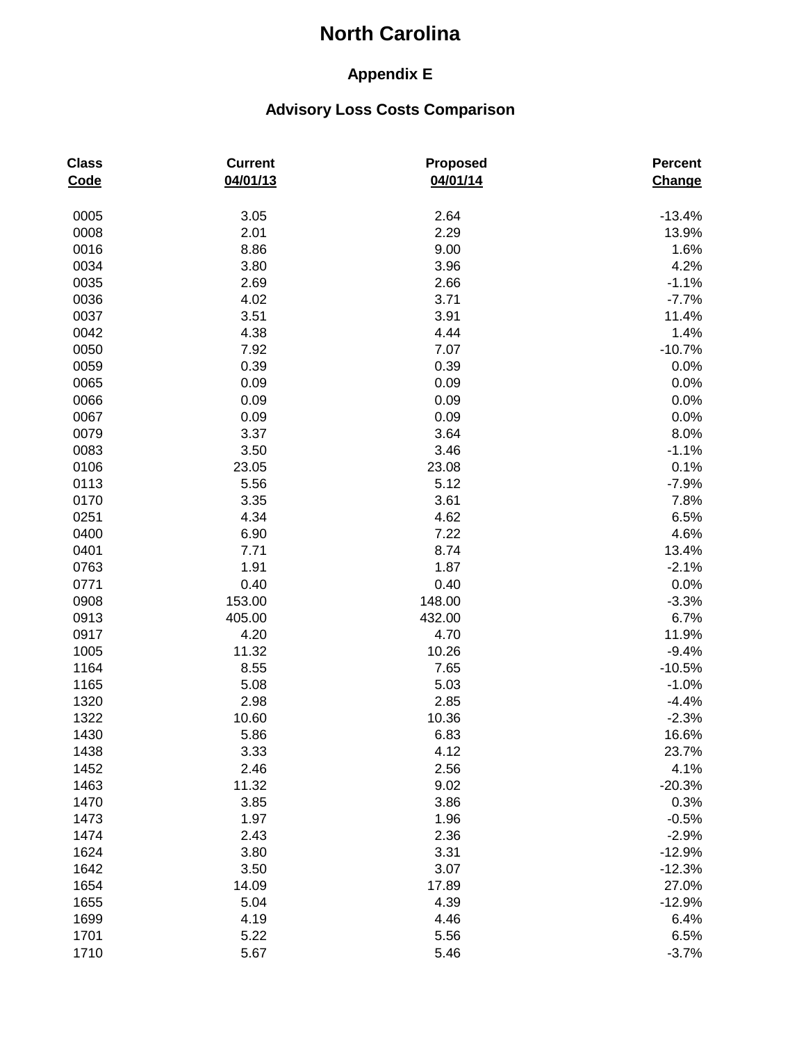# North Carolina

## Appendix E

## Advisory Loss Costs Comparison

| Class Code | Current 04/01/13 | Proposed 04/01/14 | Percent Change |
|---|---|---|---|
| 0005 | 3.05 | 2.64 | -13.4% |
| 0008 | 2.01 | 2.29 | 13.9% |
| 0016 | 8.86 | 9.00 | 1.6% |
| 0034 | 3.80 | 3.96 | 4.2% |
| 0035 | 2.69 | 2.66 | -1.1% |
| 0036 | 4.02 | 3.71 | -7.7% |
| 0037 | 3.51 | 3.91 | 11.4% |
| 0042 | 4.38 | 4.44 | 1.4% |
| 0050 | 7.92 | 7.07 | -10.7% |
| 0059 | 0.39 | 0.39 | 0.0% |
| 0065 | 0.09 | 0.09 | 0.0% |
| 0066 | 0.09 | 0.09 | 0.0% |
| 0067 | 0.09 | 0.09 | 0.0% |
| 0079 | 3.37 | 3.64 | 8.0% |
| 0083 | 3.50 | 3.46 | -1.1% |
| 0106 | 23.05 | 23.08 | 0.1% |
| 0113 | 5.56 | 5.12 | -7.9% |
| 0170 | 3.35 | 3.61 | 7.8% |
| 0251 | 4.34 | 4.62 | 6.5% |
| 0400 | 6.90 | 7.22 | 4.6% |
| 0401 | 7.71 | 8.74 | 13.4% |
| 0763 | 1.91 | 1.87 | -2.1% |
| 0771 | 0.40 | 0.40 | 0.0% |
| 0908 | 153.00 | 148.00 | -3.3% |
| 0913 | 405.00 | 432.00 | 6.7% |
| 0917 | 4.20 | 4.70 | 11.9% |
| 1005 | 11.32 | 10.26 | -9.4% |
| 1164 | 8.55 | 7.65 | -10.5% |
| 1165 | 5.08 | 5.03 | -1.0% |
| 1320 | 2.98 | 2.85 | -4.4% |
| 1322 | 10.60 | 10.36 | -2.3% |
| 1430 | 5.86 | 6.83 | 16.6% |
| 1438 | 3.33 | 4.12 | 23.7% |
| 1452 | 2.46 | 2.56 | 4.1% |
| 1463 | 11.32 | 9.02 | -20.3% |
| 1470 | 3.85 | 3.86 | 0.3% |
| 1473 | 1.97 | 1.96 | -0.5% |
| 1474 | 2.43 | 2.36 | -2.9% |
| 1624 | 3.80 | 3.31 | -12.9% |
| 1642 | 3.50 | 3.07 | -12.3% |
| 1654 | 14.09 | 17.89 | 27.0% |
| 1655 | 5.04 | 4.39 | -12.9% |
| 1699 | 4.19 | 4.46 | 6.4% |
| 1701 | 5.22 | 5.56 | 6.5% |
| 1710 | 5.67 | 5.46 | -3.7% |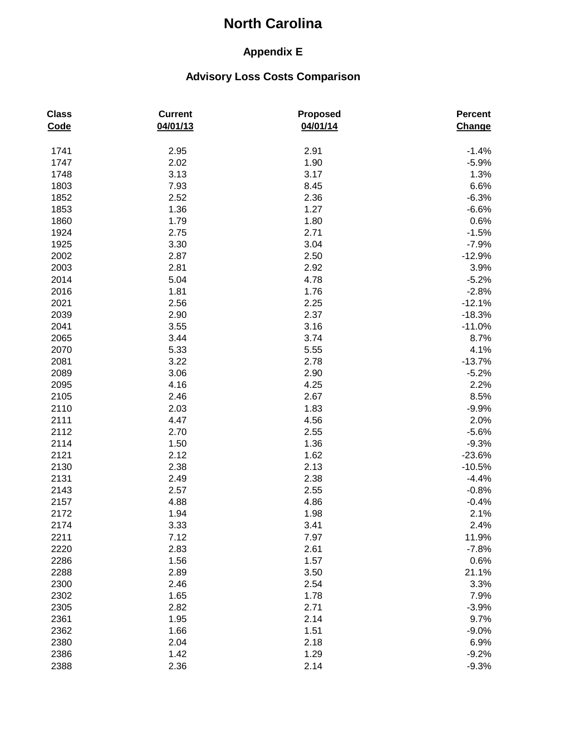# North Carolina

## Appendix E

### Advisory Loss Costs Comparison

| Class Code | Current 04/01/13 | Proposed 04/01/14 | Percent Change |
|---|---|---|---|
| 1741 | 2.95 | 2.91 | -1.4% |
| 1747 | 2.02 | 1.90 | -5.9% |
| 1748 | 3.13 | 3.17 | 1.3% |
| 1803 | 7.93 | 8.45 | 6.6% |
| 1852 | 2.52 | 2.36 | -6.3% |
| 1853 | 1.36 | 1.27 | -6.6% |
| 1860 | 1.79 | 1.80 | 0.6% |
| 1924 | 2.75 | 2.71 | -1.5% |
| 1925 | 3.30 | 3.04 | -7.9% |
| 2002 | 2.87 | 2.50 | -12.9% |
| 2003 | 2.81 | 2.92 | 3.9% |
| 2014 | 5.04 | 4.78 | -5.2% |
| 2016 | 1.81 | 1.76 | -2.8% |
| 2021 | 2.56 | 2.25 | -12.1% |
| 2039 | 2.90 | 2.37 | -18.3% |
| 2041 | 3.55 | 3.16 | -11.0% |
| 2065 | 3.44 | 3.74 | 8.7% |
| 2070 | 5.33 | 5.55 | 4.1% |
| 2081 | 3.22 | 2.78 | -13.7% |
| 2089 | 3.06 | 2.90 | -5.2% |
| 2095 | 4.16 | 4.25 | 2.2% |
| 2105 | 2.46 | 2.67 | 8.5% |
| 2110 | 2.03 | 1.83 | -9.9% |
| 2111 | 4.47 | 4.56 | 2.0% |
| 2112 | 2.70 | 2.55 | -5.6% |
| 2114 | 1.50 | 1.36 | -9.3% |
| 2121 | 2.12 | 1.62 | -23.6% |
| 2130 | 2.38 | 2.13 | -10.5% |
| 2131 | 2.49 | 2.38 | -4.4% |
| 2143 | 2.57 | 2.55 | -0.8% |
| 2157 | 4.88 | 4.86 | -0.4% |
| 2172 | 1.94 | 1.98 | 2.1% |
| 2174 | 3.33 | 3.41 | 2.4% |
| 2211 | 7.12 | 7.97 | 11.9% |
| 2220 | 2.83 | 2.61 | -7.8% |
| 2286 | 1.56 | 1.57 | 0.6% |
| 2288 | 2.89 | 3.50 | 21.1% |
| 2300 | 2.46 | 2.54 | 3.3% |
| 2302 | 1.65 | 1.78 | 7.9% |
| 2305 | 2.82 | 2.71 | -3.9% |
| 2361 | 1.95 | 2.14 | 9.7% |
| 2362 | 1.66 | 1.51 | -9.0% |
| 2380 | 2.04 | 2.18 | 6.9% |
| 2386 | 1.42 | 1.29 | -9.2% |
| 2388 | 2.36 | 2.14 | -9.3% |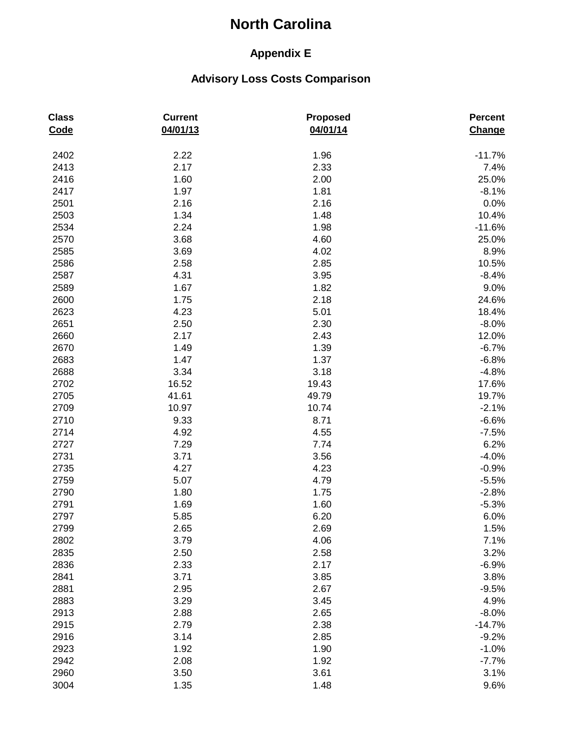# North Carolina

## Appendix E

### Advisory Loss Costs Comparison

| Class Code | Current 04/01/13 | Proposed 04/01/14 | Percent Change |
|---|---|---|---|
| 2402 | 2.22 | 1.96 | -11.7% |
| 2413 | 2.17 | 2.33 | 7.4% |
| 2416 | 1.60 | 2.00 | 25.0% |
| 2417 | 1.97 | 1.81 | -8.1% |
| 2501 | 2.16 | 2.16 | 0.0% |
| 2503 | 1.34 | 1.48 | 10.4% |
| 2534 | 2.24 | 1.98 | -11.6% |
| 2570 | 3.68 | 4.60 | 25.0% |
| 2585 | 3.69 | 4.02 | 8.9% |
| 2586 | 2.58 | 2.85 | 10.5% |
| 2587 | 4.31 | 3.95 | -8.4% |
| 2589 | 1.67 | 1.82 | 9.0% |
| 2600 | 1.75 | 2.18 | 24.6% |
| 2623 | 4.23 | 5.01 | 18.4% |
| 2651 | 2.50 | 2.30 | -8.0% |
| 2660 | 2.17 | 2.43 | 12.0% |
| 2670 | 1.49 | 1.39 | -6.7% |
| 2683 | 1.47 | 1.37 | -6.8% |
| 2688 | 3.34 | 3.18 | -4.8% |
| 2702 | 16.52 | 19.43 | 17.6% |
| 2705 | 41.61 | 49.79 | 19.7% |
| 2709 | 10.97 | 10.74 | -2.1% |
| 2710 | 9.33 | 8.71 | -6.6% |
| 2714 | 4.92 | 4.55 | -7.5% |
| 2727 | 7.29 | 7.74 | 6.2% |
| 2731 | 3.71 | 3.56 | -4.0% |
| 2735 | 4.27 | 4.23 | -0.9% |
| 2759 | 5.07 | 4.79 | -5.5% |
| 2790 | 1.80 | 1.75 | -2.8% |
| 2791 | 1.69 | 1.60 | -5.3% |
| 2797 | 5.85 | 6.20 | 6.0% |
| 2799 | 2.65 | 2.69 | 1.5% |
| 2802 | 3.79 | 4.06 | 7.1% |
| 2835 | 2.50 | 2.58 | 3.2% |
| 2836 | 2.33 | 2.17 | -6.9% |
| 2841 | 3.71 | 3.85 | 3.8% |
| 2881 | 2.95 | 2.67 | -9.5% |
| 2883 | 3.29 | 3.45 | 4.9% |
| 2913 | 2.88 | 2.65 | -8.0% |
| 2915 | 2.79 | 2.38 | -14.7% |
| 2916 | 3.14 | 2.85 | -9.2% |
| 2923 | 1.92 | 1.90 | -1.0% |
| 2942 | 2.08 | 1.92 | -7.7% |
| 2960 | 3.50 | 3.61 | 3.1% |
| 3004 | 1.35 | 1.48 | 9.6% |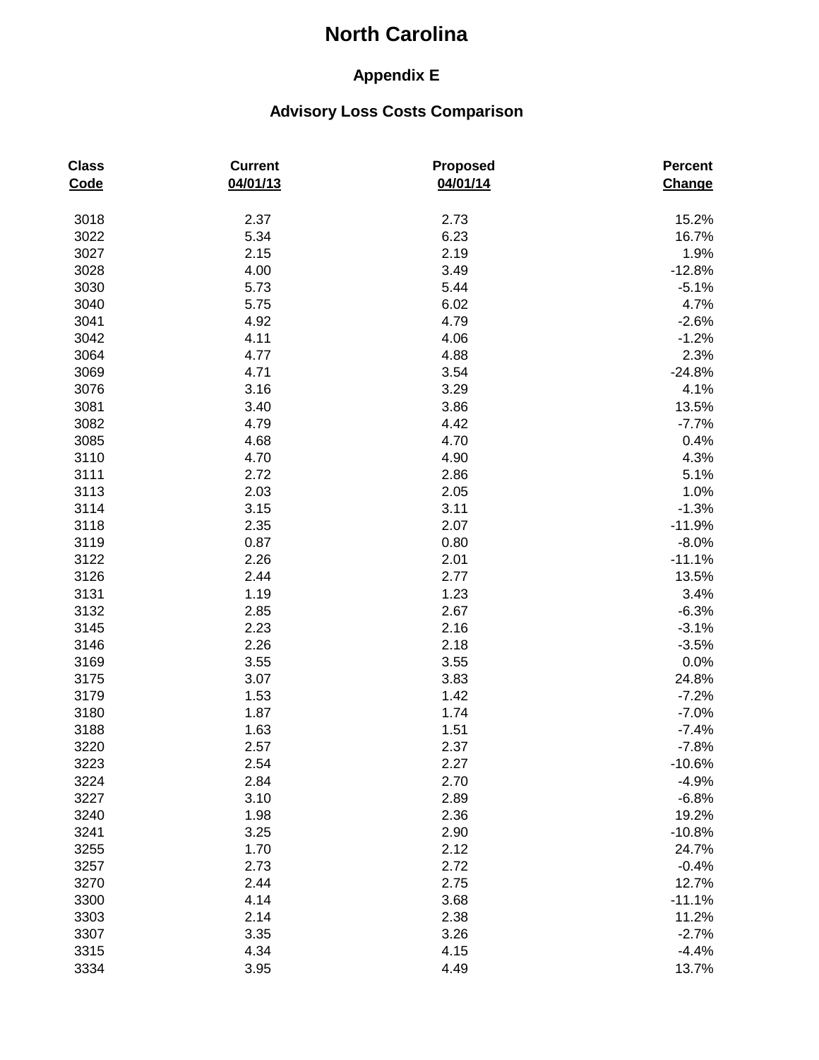# North Carolina

## Appendix E

### Advisory Loss Costs Comparison

| Class Code | Current 04/01/13 | Proposed 04/01/14 | Percent Change |
|---|---|---|---|
| 3018 | 2.37 | 2.73 | 15.2% |
| 3022 | 5.34 | 6.23 | 16.7% |
| 3027 | 2.15 | 2.19 | 1.9% |
| 3028 | 4.00 | 3.49 | -12.8% |
| 3030 | 5.73 | 5.44 | -5.1% |
| 3040 | 5.75 | 6.02 | 4.7% |
| 3041 | 4.92 | 4.79 | -2.6% |
| 3042 | 4.11 | 4.06 | -1.2% |
| 3064 | 4.77 | 4.88 | 2.3% |
| 3069 | 4.71 | 3.54 | -24.8% |
| 3076 | 3.16 | 3.29 | 4.1% |
| 3081 | 3.40 | 3.86 | 13.5% |
| 3082 | 4.79 | 4.42 | -7.7% |
| 3085 | 4.68 | 4.70 | 0.4% |
| 3110 | 4.70 | 4.90 | 4.3% |
| 3111 | 2.72 | 2.86 | 5.1% |
| 3113 | 2.03 | 2.05 | 1.0% |
| 3114 | 3.15 | 3.11 | -1.3% |
| 3118 | 2.35 | 2.07 | -11.9% |
| 3119 | 0.87 | 0.80 | -8.0% |
| 3122 | 2.26 | 2.01 | -11.1% |
| 3126 | 2.44 | 2.77 | 13.5% |
| 3131 | 1.19 | 1.23 | 3.4% |
| 3132 | 2.85 | 2.67 | -6.3% |
| 3145 | 2.23 | 2.16 | -3.1% |
| 3146 | 2.26 | 2.18 | -3.5% |
| 3169 | 3.55 | 3.55 | 0.0% |
| 3175 | 3.07 | 3.83 | 24.8% |
| 3179 | 1.53 | 1.42 | -7.2% |
| 3180 | 1.87 | 1.74 | -7.0% |
| 3188 | 1.63 | 1.51 | -7.4% |
| 3220 | 2.57 | 2.37 | -7.8% |
| 3223 | 2.54 | 2.27 | -10.6% |
| 3224 | 2.84 | 2.70 | -4.9% |
| 3227 | 3.10 | 2.89 | -6.8% |
| 3240 | 1.98 | 2.36 | 19.2% |
| 3241 | 3.25 | 2.90 | -10.8% |
| 3255 | 1.70 | 2.12 | 24.7% |
| 3257 | 2.73 | 2.72 | -0.4% |
| 3270 | 2.44 | 2.75 | 12.7% |
| 3300 | 4.14 | 3.68 | -11.1% |
| 3303 | 2.14 | 2.38 | 11.2% |
| 3307 | 3.35 | 3.26 | -2.7% |
| 3315 | 4.34 | 4.15 | -4.4% |
| 3334 | 3.95 | 4.49 | 13.7% |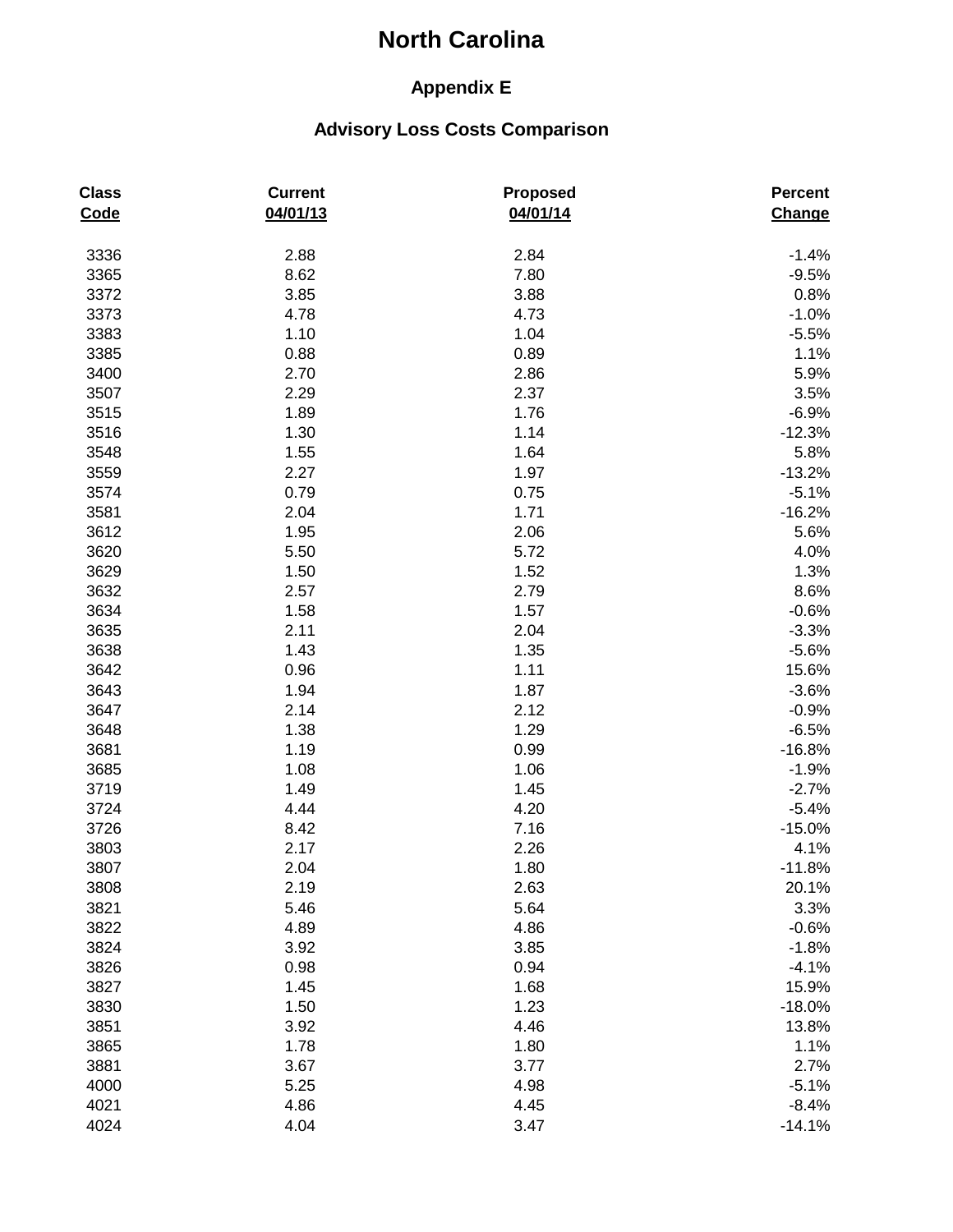# North Carolina

## Appendix E

### Advisory Loss Costs Comparison

| Class Code | Current 04/01/13 | Proposed 04/01/14 | Percent Change |
|---|---|---|---|
| 3336 | 2.88 | 2.84 | -1.4% |
| 3365 | 8.62 | 7.80 | -9.5% |
| 3372 | 3.85 | 3.88 | 0.8% |
| 3373 | 4.78 | 4.73 | -1.0% |
| 3383 | 1.10 | 1.04 | -5.5% |
| 3385 | 0.88 | 0.89 | 1.1% |
| 3400 | 2.70 | 2.86 | 5.9% |
| 3507 | 2.29 | 2.37 | 3.5% |
| 3515 | 1.89 | 1.76 | -6.9% |
| 3516 | 1.30 | 1.14 | -12.3% |
| 3548 | 1.55 | 1.64 | 5.8% |
| 3559 | 2.27 | 1.97 | -13.2% |
| 3574 | 0.79 | 0.75 | -5.1% |
| 3581 | 2.04 | 1.71 | -16.2% |
| 3612 | 1.95 | 2.06 | 5.6% |
| 3620 | 5.50 | 5.72 | 4.0% |
| 3629 | 1.50 | 1.52 | 1.3% |
| 3632 | 2.57 | 2.79 | 8.6% |
| 3634 | 1.58 | 1.57 | -0.6% |
| 3635 | 2.11 | 2.04 | -3.3% |
| 3638 | 1.43 | 1.35 | -5.6% |
| 3642 | 0.96 | 1.11 | 15.6% |
| 3643 | 1.94 | 1.87 | -3.6% |
| 3647 | 2.14 | 2.12 | -0.9% |
| 3648 | 1.38 | 1.29 | -6.5% |
| 3681 | 1.19 | 0.99 | -16.8% |
| 3685 | 1.08 | 1.06 | -1.9% |
| 3719 | 1.49 | 1.45 | -2.7% |
| 3724 | 4.44 | 4.20 | -5.4% |
| 3726 | 8.42 | 7.16 | -15.0% |
| 3803 | 2.17 | 2.26 | 4.1% |
| 3807 | 2.04 | 1.80 | -11.8% |
| 3808 | 2.19 | 2.63 | 20.1% |
| 3821 | 5.46 | 5.64 | 3.3% |
| 3822 | 4.89 | 4.86 | -0.6% |
| 3824 | 3.92 | 3.85 | -1.8% |
| 3826 | 0.98 | 0.94 | -4.1% |
| 3827 | 1.45 | 1.68 | 15.9% |
| 3830 | 1.50 | 1.23 | -18.0% |
| 3851 | 3.92 | 4.46 | 13.8% |
| 3865 | 1.78 | 1.80 | 1.1% |
| 3881 | 3.67 | 3.77 | 2.7% |
| 4000 | 5.25 | 4.98 | -5.1% |
| 4021 | 4.86 | 4.45 | -8.4% |
| 4024 | 4.04 | 3.47 | -14.1% |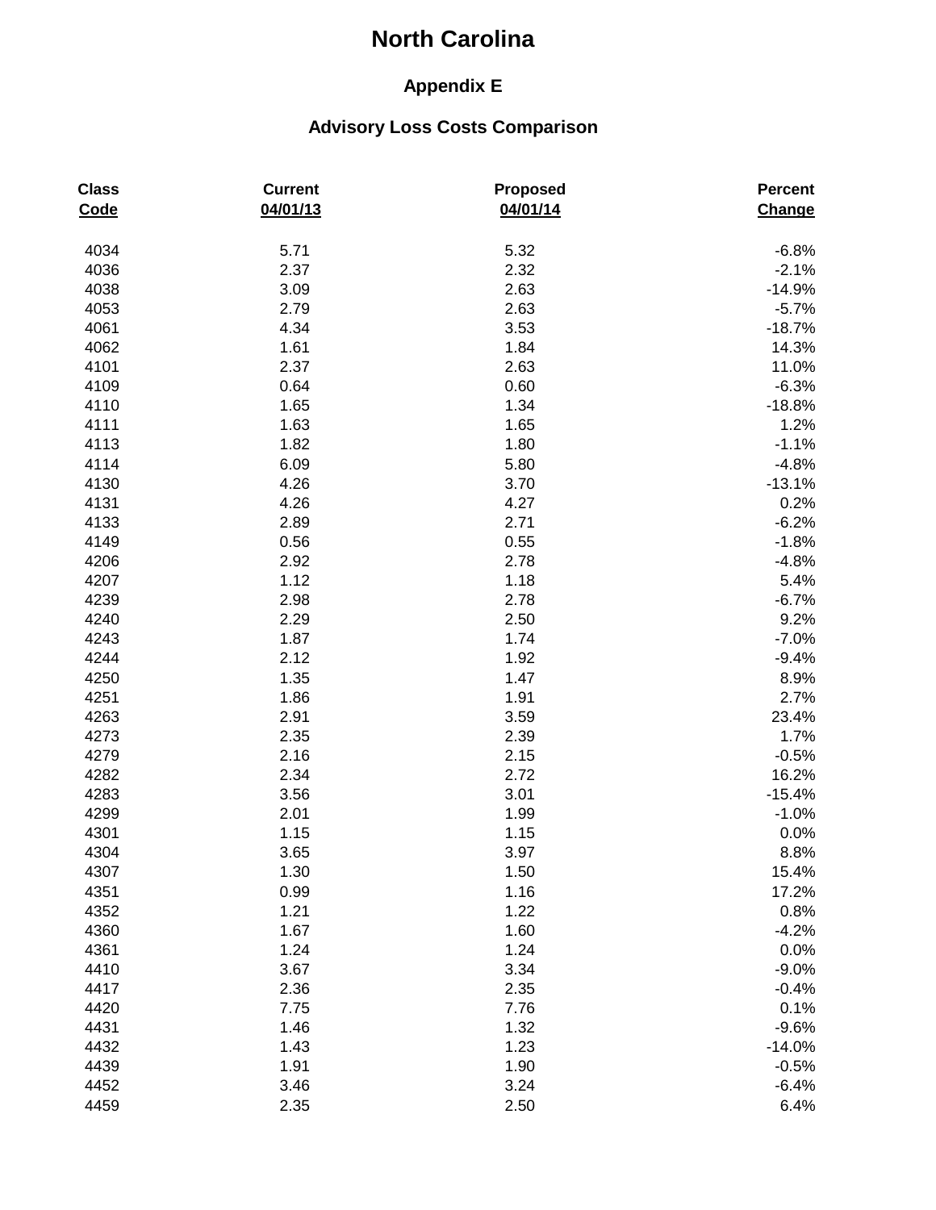# North Carolina

### Appendix E

### Advisory Loss Costs Comparison

| Class Code | Current 04/01/13 | Proposed 04/01/14 | Percent Change |
|---|---|---|---|
| 4034 | 5.71 | 5.32 | -6.8% |
| 4036 | 2.37 | 2.32 | -2.1% |
| 4038 | 3.09 | 2.63 | -14.9% |
| 4053 | 2.79 | 2.63 | -5.7% |
| 4061 | 4.34 | 3.53 | -18.7% |
| 4062 | 1.61 | 1.84 | 14.3% |
| 4101 | 2.37 | 2.63 | 11.0% |
| 4109 | 0.64 | 0.60 | -6.3% |
| 4110 | 1.65 | 1.34 | -18.8% |
| 4111 | 1.63 | 1.65 | 1.2% |
| 4113 | 1.82 | 1.80 | -1.1% |
| 4114 | 6.09 | 5.80 | -4.8% |
| 4130 | 4.26 | 3.70 | -13.1% |
| 4131 | 4.26 | 4.27 | 0.2% |
| 4133 | 2.89 | 2.71 | -6.2% |
| 4149 | 0.56 | 0.55 | -1.8% |
| 4206 | 2.92 | 2.78 | -4.8% |
| 4207 | 1.12 | 1.18 | 5.4% |
| 4239 | 2.98 | 2.78 | -6.7% |
| 4240 | 2.29 | 2.50 | 9.2% |
| 4243 | 1.87 | 1.74 | -7.0% |
| 4244 | 2.12 | 1.92 | -9.4% |
| 4250 | 1.35 | 1.47 | 8.9% |
| 4251 | 1.86 | 1.91 | 2.7% |
| 4263 | 2.91 | 3.59 | 23.4% |
| 4273 | 2.35 | 2.39 | 1.7% |
| 4279 | 2.16 | 2.15 | -0.5% |
| 4282 | 2.34 | 2.72 | 16.2% |
| 4283 | 3.56 | 3.01 | -15.4% |
| 4299 | 2.01 | 1.99 | -1.0% |
| 4301 | 1.15 | 1.15 | 0.0% |
| 4304 | 3.65 | 3.97 | 8.8% |
| 4307 | 1.30 | 1.50 | 15.4% |
| 4351 | 0.99 | 1.16 | 17.2% |
| 4352 | 1.21 | 1.22 | 0.8% |
| 4360 | 1.67 | 1.60 | -4.2% |
| 4361 | 1.24 | 1.24 | 0.0% |
| 4410 | 3.67 | 3.34 | -9.0% |
| 4417 | 2.36 | 2.35 | -0.4% |
| 4420 | 7.75 | 7.76 | 0.1% |
| 4431 | 1.46 | 1.32 | -9.6% |
| 4432 | 1.43 | 1.23 | -14.0% |
| 4439 | 1.91 | 1.90 | -0.5% |
| 4452 | 3.46 | 3.24 | -6.4% |
| 4459 | 2.35 | 2.50 | 6.4% |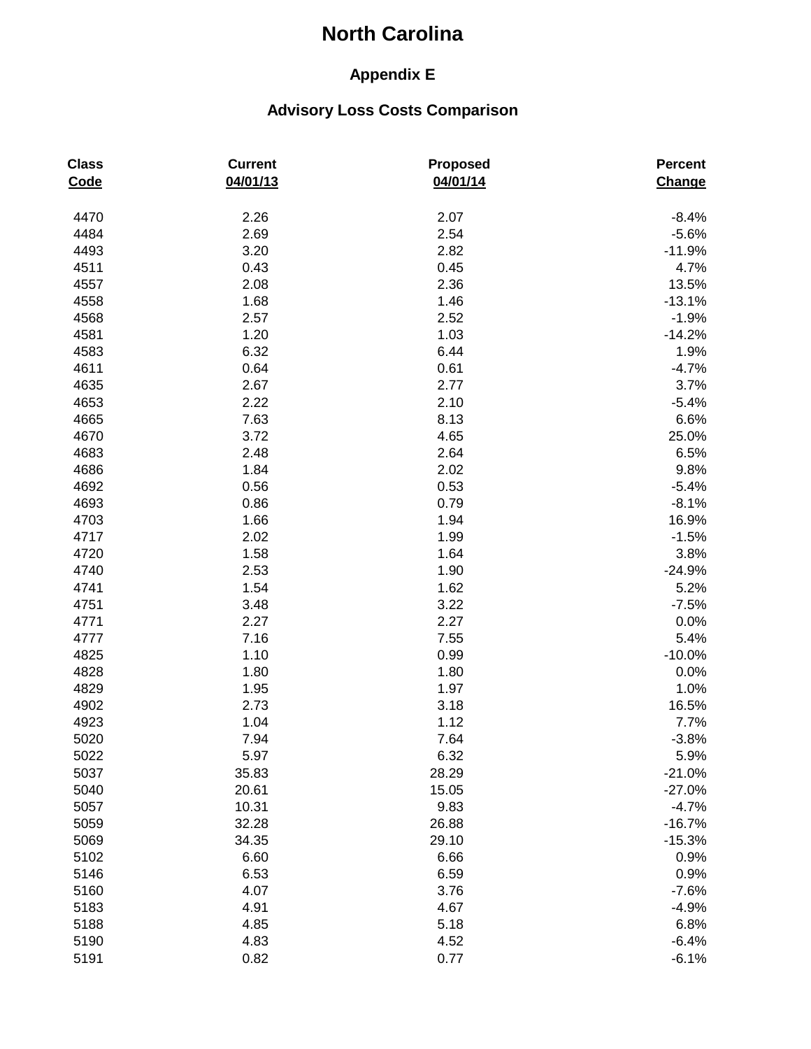# North Carolina

## Appendix E

### Advisory Loss Costs Comparison

| Class Code | Current 04/01/13 | Proposed 04/01/14 | Percent Change |
|---|---|---|---|
| 4470 | 2.26 | 2.07 | -8.4% |
| 4484 | 2.69 | 2.54 | -5.6% |
| 4493 | 3.20 | 2.82 | -11.9% |
| 4511 | 0.43 | 0.45 | 4.7% |
| 4557 | 2.08 | 2.36 | 13.5% |
| 4558 | 1.68 | 1.46 | -13.1% |
| 4568 | 2.57 | 2.52 | -1.9% |
| 4581 | 1.20 | 1.03 | -14.2% |
| 4583 | 6.32 | 6.44 | 1.9% |
| 4611 | 0.64 | 0.61 | -4.7% |
| 4635 | 2.67 | 2.77 | 3.7% |
| 4653 | 2.22 | 2.10 | -5.4% |
| 4665 | 7.63 | 8.13 | 6.6% |
| 4670 | 3.72 | 4.65 | 25.0% |
| 4683 | 2.48 | 2.64 | 6.5% |
| 4686 | 1.84 | 2.02 | 9.8% |
| 4692 | 0.56 | 0.53 | -5.4% |
| 4693 | 0.86 | 0.79 | -8.1% |
| 4703 | 1.66 | 1.94 | 16.9% |
| 4717 | 2.02 | 1.99 | -1.5% |
| 4720 | 1.58 | 1.64 | 3.8% |
| 4740 | 2.53 | 1.90 | -24.9% |
| 4741 | 1.54 | 1.62 | 5.2% |
| 4751 | 3.48 | 3.22 | -7.5% |
| 4771 | 2.27 | 2.27 | 0.0% |
| 4777 | 7.16 | 7.55 | 5.4% |
| 4825 | 1.10 | 0.99 | -10.0% |
| 4828 | 1.80 | 1.80 | 0.0% |
| 4829 | 1.95 | 1.97 | 1.0% |
| 4902 | 2.73 | 3.18 | 16.5% |
| 4923 | 1.04 | 1.12 | 7.7% |
| 5020 | 7.94 | 7.64 | -3.8% |
| 5022 | 5.97 | 6.32 | 5.9% |
| 5037 | 35.83 | 28.29 | -21.0% |
| 5040 | 20.61 | 15.05 | -27.0% |
| 5057 | 10.31 | 9.83 | -4.7% |
| 5059 | 32.28 | 26.88 | -16.7% |
| 5069 | 34.35 | 29.10 | -15.3% |
| 5102 | 6.60 | 6.66 | 0.9% |
| 5146 | 6.53 | 6.59 | 0.9% |
| 5160 | 4.07 | 3.76 | -7.6% |
| 5183 | 4.91 | 4.67 | -4.9% |
| 5188 | 4.85 | 5.18 | 6.8% |
| 5190 | 4.83 | 4.52 | -6.4% |
| 5191 | 0.82 | 0.77 | -6.1% |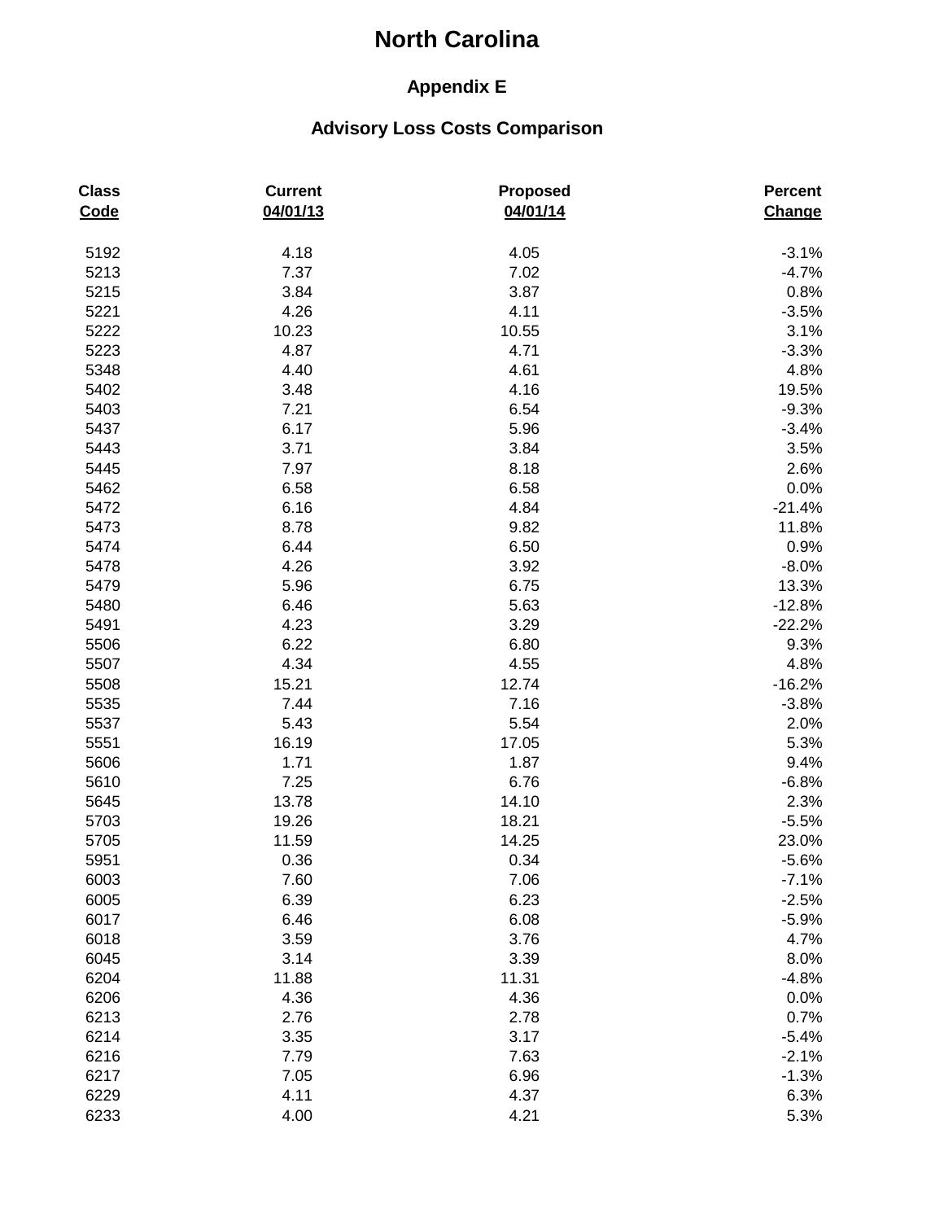# North Carolina

### Appendix E

### Advisory Loss Costs Comparison

| Class Code | Current 04/01/13 | Proposed 04/01/14 | Percent Change |
|---|---|---|---|
| 5192 | 4.18 | 4.05 | -3.1% |
| 5213 | 7.37 | 7.02 | -4.7% |
| 5215 | 3.84 | 3.87 | 0.8% |
| 5221 | 4.26 | 4.11 | -3.5% |
| 5222 | 10.23 | 10.55 | 3.1% |
| 5223 | 4.87 | 4.71 | -3.3% |
| 5348 | 4.40 | 4.61 | 4.8% |
| 5402 | 3.48 | 4.16 | 19.5% |
| 5403 | 7.21 | 6.54 | -9.3% |
| 5437 | 6.17 | 5.96 | -3.4% |
| 5443 | 3.71 | 3.84 | 3.5% |
| 5445 | 7.97 | 8.18 | 2.6% |
| 5462 | 6.58 | 6.58 | 0.0% |
| 5472 | 6.16 | 4.84 | -21.4% |
| 5473 | 8.78 | 9.82 | 11.8% |
| 5474 | 6.44 | 6.50 | 0.9% |
| 5478 | 4.26 | 3.92 | -8.0% |
| 5479 | 5.96 | 6.75 | 13.3% |
| 5480 | 6.46 | 5.63 | -12.8% |
| 5491 | 4.23 | 3.29 | -22.2% |
| 5506 | 6.22 | 6.80 | 9.3% |
| 5507 | 4.34 | 4.55 | 4.8% |
| 5508 | 15.21 | 12.74 | -16.2% |
| 5535 | 7.44 | 7.16 | -3.8% |
| 5537 | 5.43 | 5.54 | 2.0% |
| 5551 | 16.19 | 17.05 | 5.3% |
| 5606 | 1.71 | 1.87 | 9.4% |
| 5610 | 7.25 | 6.76 | -6.8% |
| 5645 | 13.78 | 14.10 | 2.3% |
| 5703 | 19.26 | 18.21 | -5.5% |
| 5705 | 11.59 | 14.25 | 23.0% |
| 5951 | 0.36 | 0.34 | -5.6% |
| 6003 | 7.60 | 7.06 | -7.1% |
| 6005 | 6.39 | 6.23 | -2.5% |
| 6017 | 6.46 | 6.08 | -5.9% |
| 6018 | 3.59 | 3.76 | 4.7% |
| 6045 | 3.14 | 3.39 | 8.0% |
| 6204 | 11.88 | 11.31 | -4.8% |
| 6206 | 4.36 | 4.36 | 0.0% |
| 6213 | 2.76 | 2.78 | 0.7% |
| 6214 | 3.35 | 3.17 | -5.4% |
| 6216 | 7.79 | 7.63 | -2.1% |
| 6217 | 7.05 | 6.96 | -1.3% |
| 6229 | 4.11 | 4.37 | 6.3% |
| 6233 | 4.00 | 4.21 | 5.3% |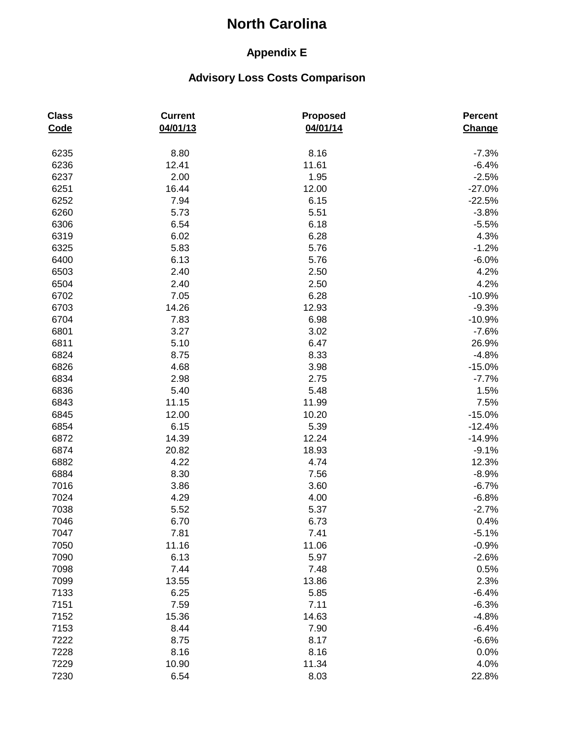# North Carolina

## Appendix E

### Advisory Loss Costs Comparison

| Class Code | Current 04/01/13 | Proposed 04/01/14 | Percent Change |
|---|---|---|---|
| 6235 | 8.80 | 8.16 | -7.3% |
| 6236 | 12.41 | 11.61 | -6.4% |
| 6237 | 2.00 | 1.95 | -2.5% |
| 6251 | 16.44 | 12.00 | -27.0% |
| 6252 | 7.94 | 6.15 | -22.5% |
| 6260 | 5.73 | 5.51 | -3.8% |
| 6306 | 6.54 | 6.18 | -5.5% |
| 6319 | 6.02 | 6.28 | 4.3% |
| 6325 | 5.83 | 5.76 | -1.2% |
| 6400 | 6.13 | 5.76 | -6.0% |
| 6503 | 2.40 | 2.50 | 4.2% |
| 6504 | 2.40 | 2.50 | 4.2% |
| 6702 | 7.05 | 6.28 | -10.9% |
| 6703 | 14.26 | 12.93 | -9.3% |
| 6704 | 7.83 | 6.98 | -10.9% |
| 6801 | 3.27 | 3.02 | -7.6% |
| 6811 | 5.10 | 6.47 | 26.9% |
| 6824 | 8.75 | 8.33 | -4.8% |
| 6826 | 4.68 | 3.98 | -15.0% |
| 6834 | 2.98 | 2.75 | -7.7% |
| 6836 | 5.40 | 5.48 | 1.5% |
| 6843 | 11.15 | 11.99 | 7.5% |
| 6845 | 12.00 | 10.20 | -15.0% |
| 6854 | 6.15 | 5.39 | -12.4% |
| 6872 | 14.39 | 12.24 | -14.9% |
| 6874 | 20.82 | 18.93 | -9.1% |
| 6882 | 4.22 | 4.74 | 12.3% |
| 6884 | 8.30 | 7.56 | -8.9% |
| 7016 | 3.86 | 3.60 | -6.7% |
| 7024 | 4.29 | 4.00 | -6.8% |
| 7038 | 5.52 | 5.37 | -2.7% |
| 7046 | 6.70 | 6.73 | 0.4% |
| 7047 | 7.81 | 7.41 | -5.1% |
| 7050 | 11.16 | 11.06 | -0.9% |
| 7090 | 6.13 | 5.97 | -2.6% |
| 7098 | 7.44 | 7.48 | 0.5% |
| 7099 | 13.55 | 13.86 | 2.3% |
| 7133 | 6.25 | 5.85 | -6.4% |
| 7151 | 7.59 | 7.11 | -6.3% |
| 7152 | 15.36 | 14.63 | -4.8% |
| 7153 | 8.44 | 7.90 | -6.4% |
| 7222 | 8.75 | 8.17 | -6.6% |
| 7228 | 8.16 | 8.16 | 0.0% |
| 7229 | 10.90 | 11.34 | 4.0% |
| 7230 | 6.54 | 8.03 | 22.8% |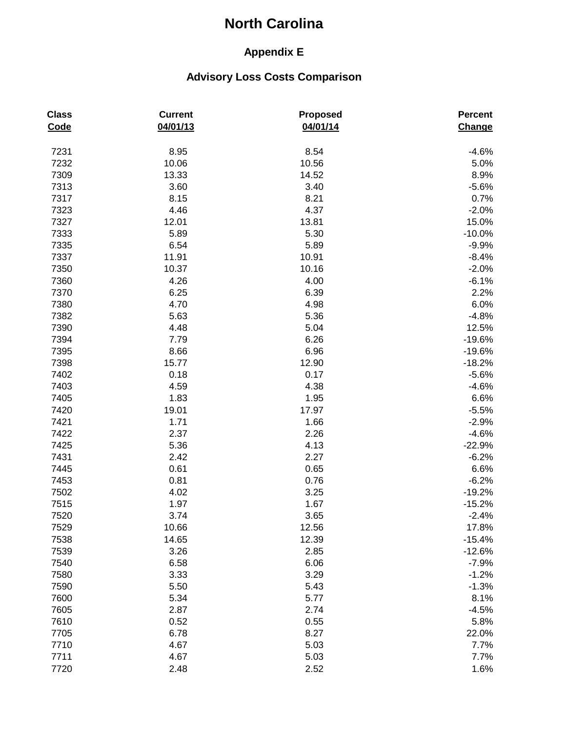# North Carolina

## Appendix E

### Advisory Loss Costs Comparison

| Class Code | Current 04/01/13 | Proposed 04/01/14 | Percent Change |
|---|---|---|---|
| 7231 | 8.95 | 8.54 | -4.6% |
| 7232 | 10.06 | 10.56 | 5.0% |
| 7309 | 13.33 | 14.52 | 8.9% |
| 7313 | 3.60 | 3.40 | -5.6% |
| 7317 | 8.15 | 8.21 | 0.7% |
| 7323 | 4.46 | 4.37 | -2.0% |
| 7327 | 12.01 | 13.81 | 15.0% |
| 7333 | 5.89 | 5.30 | -10.0% |
| 7335 | 6.54 | 5.89 | -9.9% |
| 7337 | 11.91 | 10.91 | -8.4% |
| 7350 | 10.37 | 10.16 | -2.0% |
| 7360 | 4.26 | 4.00 | -6.1% |
| 7370 | 6.25 | 6.39 | 2.2% |
| 7380 | 4.70 | 4.98 | 6.0% |
| 7382 | 5.63 | 5.36 | -4.8% |
| 7390 | 4.48 | 5.04 | 12.5% |
| 7394 | 7.79 | 6.26 | -19.6% |
| 7395 | 8.66 | 6.96 | -19.6% |
| 7398 | 15.77 | 12.90 | -18.2% |
| 7402 | 0.18 | 0.17 | -5.6% |
| 7403 | 4.59 | 4.38 | -4.6% |
| 7405 | 1.83 | 1.95 | 6.6% |
| 7420 | 19.01 | 17.97 | -5.5% |
| 7421 | 1.71 | 1.66 | -2.9% |
| 7422 | 2.37 | 2.26 | -4.6% |
| 7425 | 5.36 | 4.13 | -22.9% |
| 7431 | 2.42 | 2.27 | -6.2% |
| 7445 | 0.61 | 0.65 | 6.6% |
| 7453 | 0.81 | 0.76 | -6.2% |
| 7502 | 4.02 | 3.25 | -19.2% |
| 7515 | 1.97 | 1.67 | -15.2% |
| 7520 | 3.74 | 3.65 | -2.4% |
| 7529 | 10.66 | 12.56 | 17.8% |
| 7538 | 14.65 | 12.39 | -15.4% |
| 7539 | 3.26 | 2.85 | -12.6% |
| 7540 | 6.58 | 6.06 | -7.9% |
| 7580 | 3.33 | 3.29 | -1.2% |
| 7590 | 5.50 | 5.43 | -1.3% |
| 7600 | 5.34 | 5.77 | 8.1% |
| 7605 | 2.87 | 2.74 | -4.5% |
| 7610 | 0.52 | 0.55 | 5.8% |
| 7705 | 6.78 | 8.27 | 22.0% |
| 7710 | 4.67 | 5.03 | 7.7% |
| 7711 | 4.67 | 5.03 | 7.7% |
| 7720 | 2.48 | 2.52 | 1.6% |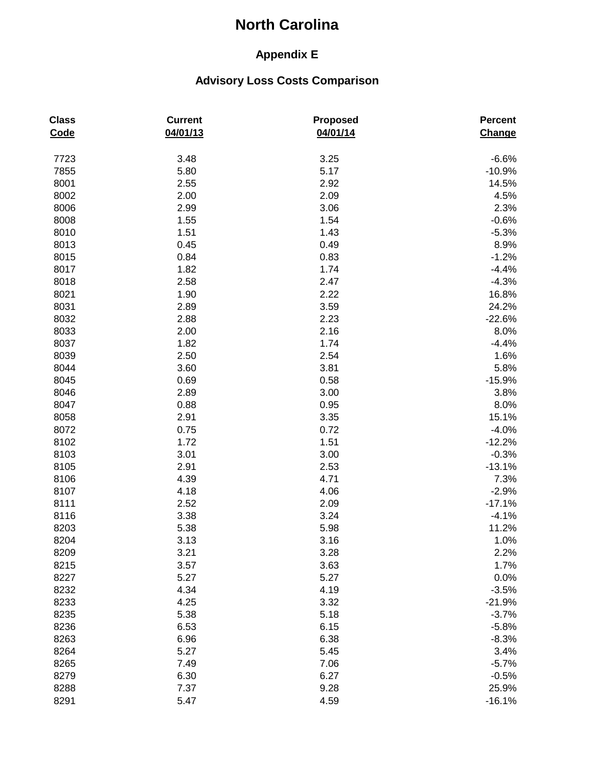# North Carolina

## Appendix E

### Advisory Loss Costs Comparison

| Class Code | Current 04/01/13 | Proposed 04/01/14 | Percent Change |
|---|---|---|---|
| 7723 | 3.48 | 3.25 | -6.6% |
| 7855 | 5.80 | 5.17 | -10.9% |
| 8001 | 2.55 | 2.92 | 14.5% |
| 8002 | 2.00 | 2.09 | 4.5% |
| 8006 | 2.99 | 3.06 | 2.3% |
| 8008 | 1.55 | 1.54 | -0.6% |
| 8010 | 1.51 | 1.43 | -5.3% |
| 8013 | 0.45 | 0.49 | 8.9% |
| 8015 | 0.84 | 0.83 | -1.2% |
| 8017 | 1.82 | 1.74 | -4.4% |
| 8018 | 2.58 | 2.47 | -4.3% |
| 8021 | 1.90 | 2.22 | 16.8% |
| 8031 | 2.89 | 3.59 | 24.2% |
| 8032 | 2.88 | 2.23 | -22.6% |
| 8033 | 2.00 | 2.16 | 8.0% |
| 8037 | 1.82 | 1.74 | -4.4% |
| 8039 | 2.50 | 2.54 | 1.6% |
| 8044 | 3.60 | 3.81 | 5.8% |
| 8045 | 0.69 | 0.58 | -15.9% |
| 8046 | 2.89 | 3.00 | 3.8% |
| 8047 | 0.88 | 0.95 | 8.0% |
| 8058 | 2.91 | 3.35 | 15.1% |
| 8072 | 0.75 | 0.72 | -4.0% |
| 8102 | 1.72 | 1.51 | -12.2% |
| 8103 | 3.01 | 3.00 | -0.3% |
| 8105 | 2.91 | 2.53 | -13.1% |
| 8106 | 4.39 | 4.71 | 7.3% |
| 8107 | 4.18 | 4.06 | -2.9% |
| 8111 | 2.52 | 2.09 | -17.1% |
| 8116 | 3.38 | 3.24 | -4.1% |
| 8203 | 5.38 | 5.98 | 11.2% |
| 8204 | 3.13 | 3.16 | 1.0% |
| 8209 | 3.21 | 3.28 | 2.2% |
| 8215 | 3.57 | 3.63 | 1.7% |
| 8227 | 5.27 | 5.27 | 0.0% |
| 8232 | 4.34 | 4.19 | -3.5% |
| 8233 | 4.25 | 3.32 | -21.9% |
| 8235 | 5.38 | 5.18 | -3.7% |
| 8236 | 6.53 | 6.15 | -5.8% |
| 8263 | 6.96 | 6.38 | -8.3% |
| 8264 | 5.27 | 5.45 | 3.4% |
| 8265 | 7.49 | 7.06 | -5.7% |
| 8279 | 6.30 | 6.27 | -0.5% |
| 8288 | 7.37 | 9.28 | 25.9% |
| 8291 | 5.47 | 4.59 | -16.1% |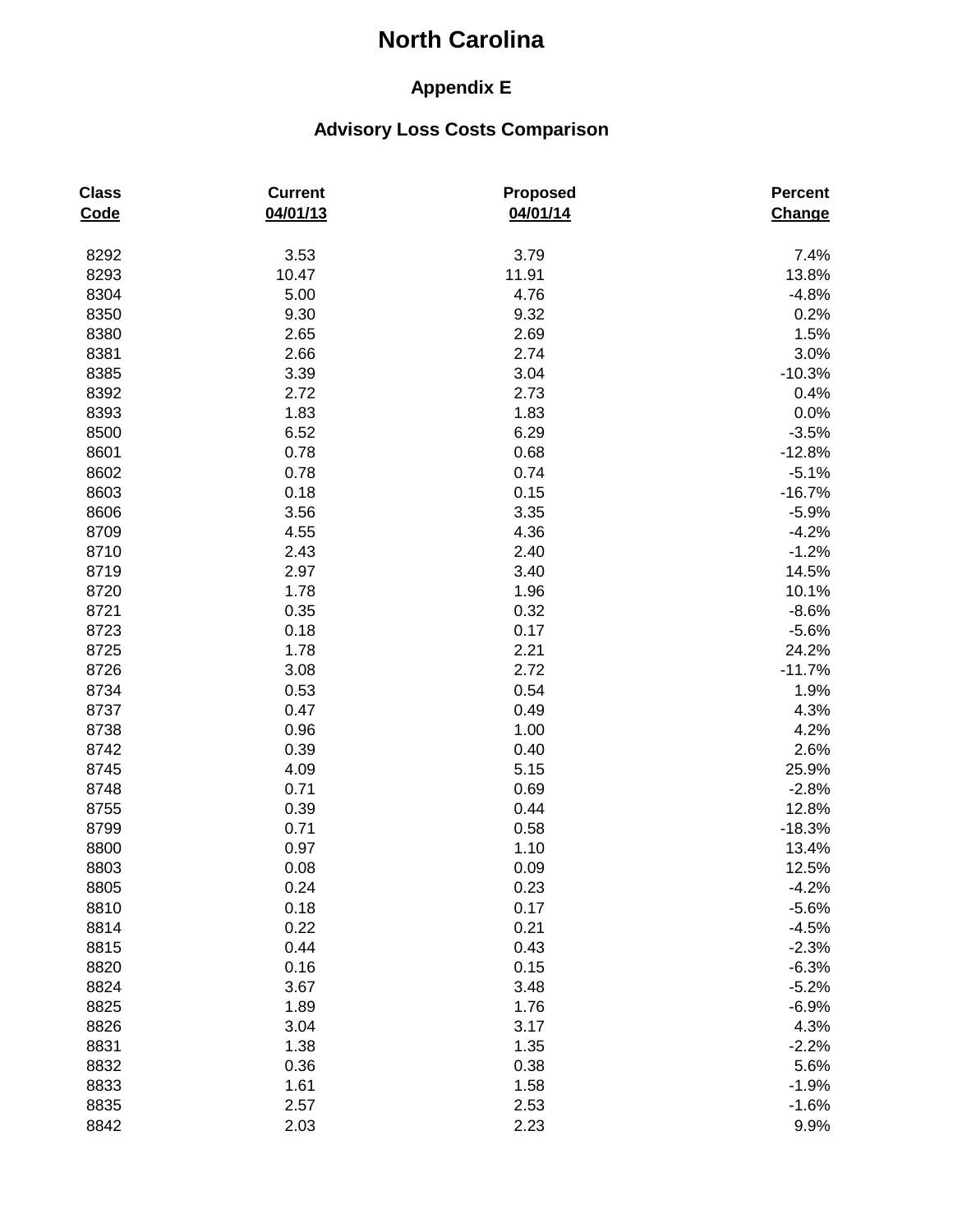# North Carolina

## Appendix E

### Advisory Loss Costs Comparison

| Class Code | Current 04/01/13 | Proposed 04/01/14 | Percent Change |
|---|---|---|---|
| 8292 | 3.53 | 3.79 | 7.4% |
| 8293 | 10.47 | 11.91 | 13.8% |
| 8304 | 5.00 | 4.76 | -4.8% |
| 8350 | 9.30 | 9.32 | 0.2% |
| 8380 | 2.65 | 2.69 | 1.5% |
| 8381 | 2.66 | 2.74 | 3.0% |
| 8385 | 3.39 | 3.04 | -10.3% |
| 8392 | 2.72 | 2.73 | 0.4% |
| 8393 | 1.83 | 1.83 | 0.0% |
| 8500 | 6.52 | 6.29 | -3.5% |
| 8601 | 0.78 | 0.68 | -12.8% |
| 8602 | 0.78 | 0.74 | -5.1% |
| 8603 | 0.18 | 0.15 | -16.7% |
| 8606 | 3.56 | 3.35 | -5.9% |
| 8709 | 4.55 | 4.36 | -4.2% |
| 8710 | 2.43 | 2.40 | -1.2% |
| 8719 | 2.97 | 3.40 | 14.5% |
| 8720 | 1.78 | 1.96 | 10.1% |
| 8721 | 0.35 | 0.32 | -8.6% |
| 8723 | 0.18 | 0.17 | -5.6% |
| 8725 | 1.78 | 2.21 | 24.2% |
| 8726 | 3.08 | 2.72 | -11.7% |
| 8734 | 0.53 | 0.54 | 1.9% |
| 8737 | 0.47 | 0.49 | 4.3% |
| 8738 | 0.96 | 1.00 | 4.2% |
| 8742 | 0.39 | 0.40 | 2.6% |
| 8745 | 4.09 | 5.15 | 25.9% |
| 8748 | 0.71 | 0.69 | -2.8% |
| 8755 | 0.39 | 0.44 | 12.8% |
| 8799 | 0.71 | 0.58 | -18.3% |
| 8800 | 0.97 | 1.10 | 13.4% |
| 8803 | 0.08 | 0.09 | 12.5% |
| 8805 | 0.24 | 0.23 | -4.2% |
| 8810 | 0.18 | 0.17 | -5.6% |
| 8814 | 0.22 | 0.21 | -4.5% |
| 8815 | 0.44 | 0.43 | -2.3% |
| 8820 | 0.16 | 0.15 | -6.3% |
| 8824 | 3.67 | 3.48 | -5.2% |
| 8825 | 1.89 | 1.76 | -6.9% |
| 8826 | 3.04 | 3.17 | 4.3% |
| 8831 | 1.38 | 1.35 | -2.2% |
| 8832 | 0.36 | 0.38 | 5.6% |
| 8833 | 1.61 | 1.58 | -1.9% |
| 8835 | 2.57 | 2.53 | -1.6% |
| 8842 | 2.03 | 2.23 | 9.9% |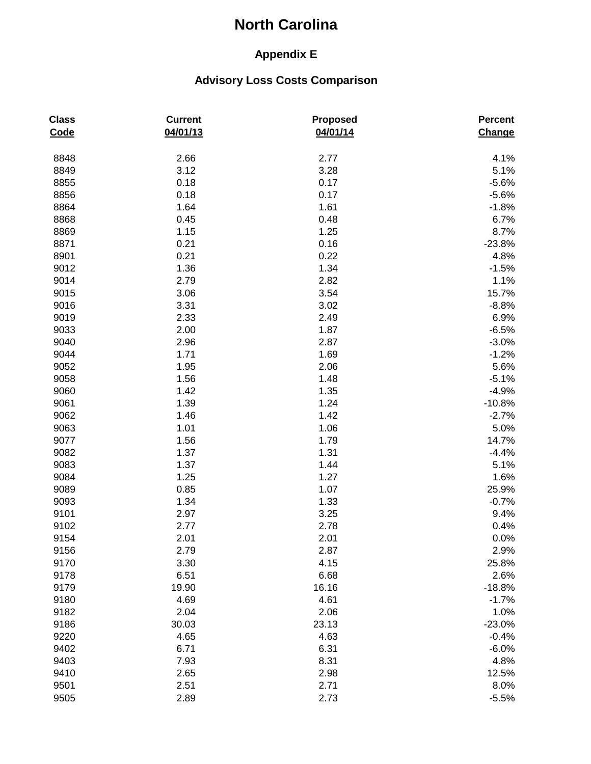# North Carolina

## Appendix E

### Advisory Loss Costs Comparison

| Class Code | Current 04/01/13 | Proposed 04/01/14 | Percent Change |
|---|---|---|---|
| 8848 | 2.66 | 2.77 | 4.1% |
| 8849 | 3.12 | 3.28 | 5.1% |
| 8855 | 0.18 | 0.17 | -5.6% |
| 8856 | 0.18 | 0.17 | -5.6% |
| 8864 | 1.64 | 1.61 | -1.8% |
| 8868 | 0.45 | 0.48 | 6.7% |
| 8869 | 1.15 | 1.25 | 8.7% |
| 8871 | 0.21 | 0.16 | -23.8% |
| 8901 | 0.21 | 0.22 | 4.8% |
| 9012 | 1.36 | 1.34 | -1.5% |
| 9014 | 2.79 | 2.82 | 1.1% |
| 9015 | 3.06 | 3.54 | 15.7% |
| 9016 | 3.31 | 3.02 | -8.8% |
| 9019 | 2.33 | 2.49 | 6.9% |
| 9033 | 2.00 | 1.87 | -6.5% |
| 9040 | 2.96 | 2.87 | -3.0% |
| 9044 | 1.71 | 1.69 | -1.2% |
| 9052 | 1.95 | 2.06 | 5.6% |
| 9058 | 1.56 | 1.48 | -5.1% |
| 9060 | 1.42 | 1.35 | -4.9% |
| 9061 | 1.39 | 1.24 | -10.8% |
| 9062 | 1.46 | 1.42 | -2.7% |
| 9063 | 1.01 | 1.06 | 5.0% |
| 9077 | 1.56 | 1.79 | 14.7% |
| 9082 | 1.37 | 1.31 | -4.4% |
| 9083 | 1.37 | 1.44 | 5.1% |
| 9084 | 1.25 | 1.27 | 1.6% |
| 9089 | 0.85 | 1.07 | 25.9% |
| 9093 | 1.34 | 1.33 | -0.7% |
| 9101 | 2.97 | 3.25 | 9.4% |
| 9102 | 2.77 | 2.78 | 0.4% |
| 9154 | 2.01 | 2.01 | 0.0% |
| 9156 | 2.79 | 2.87 | 2.9% |
| 9170 | 3.30 | 4.15 | 25.8% |
| 9178 | 6.51 | 6.68 | 2.6% |
| 9179 | 19.90 | 16.16 | -18.8% |
| 9180 | 4.69 | 4.61 | -1.7% |
| 9182 | 2.04 | 2.06 | 1.0% |
| 9186 | 30.03 | 23.13 | -23.0% |
| 9220 | 4.65 | 4.63 | -0.4% |
| 9402 | 6.71 | 6.31 | -6.0% |
| 9403 | 7.93 | 8.31 | 4.8% |
| 9410 | 2.65 | 2.98 | 12.5% |
| 9501 | 2.51 | 2.71 | 8.0% |
| 9505 | 2.89 | 2.73 | -5.5% |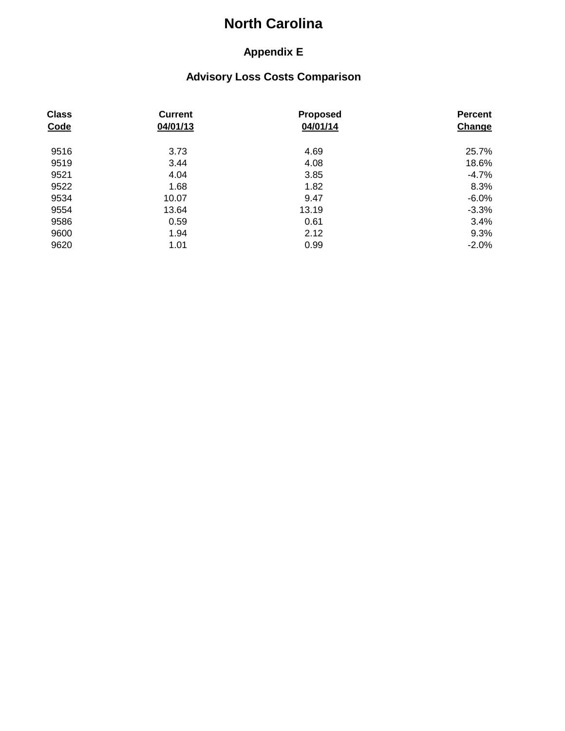# North Carolina

### Appendix E

### Advisory Loss Costs Comparison

| Class Code | Current 04/01/13 | Proposed 04/01/14 | Percent Change |
|---|---|---|---|
| 9516 | 3.73 | 4.69 | 25.7% |
| 9519 | 3.44 | 4.08 | 18.6% |
| 9521 | 4.04 | 3.85 | -4.7% |
| 9522 | 1.68 | 1.82 | 8.3% |
| 9534 | 10.07 | 9.47 | -6.0% |
| 9554 | 13.64 | 13.19 | -3.3% |
| 9586 | 0.59 | 0.61 | 3.4% |
| 9600 | 1.94 | 2.12 | 9.3% |
| 9620 | 1.01 | 0.99 | -2.0% |